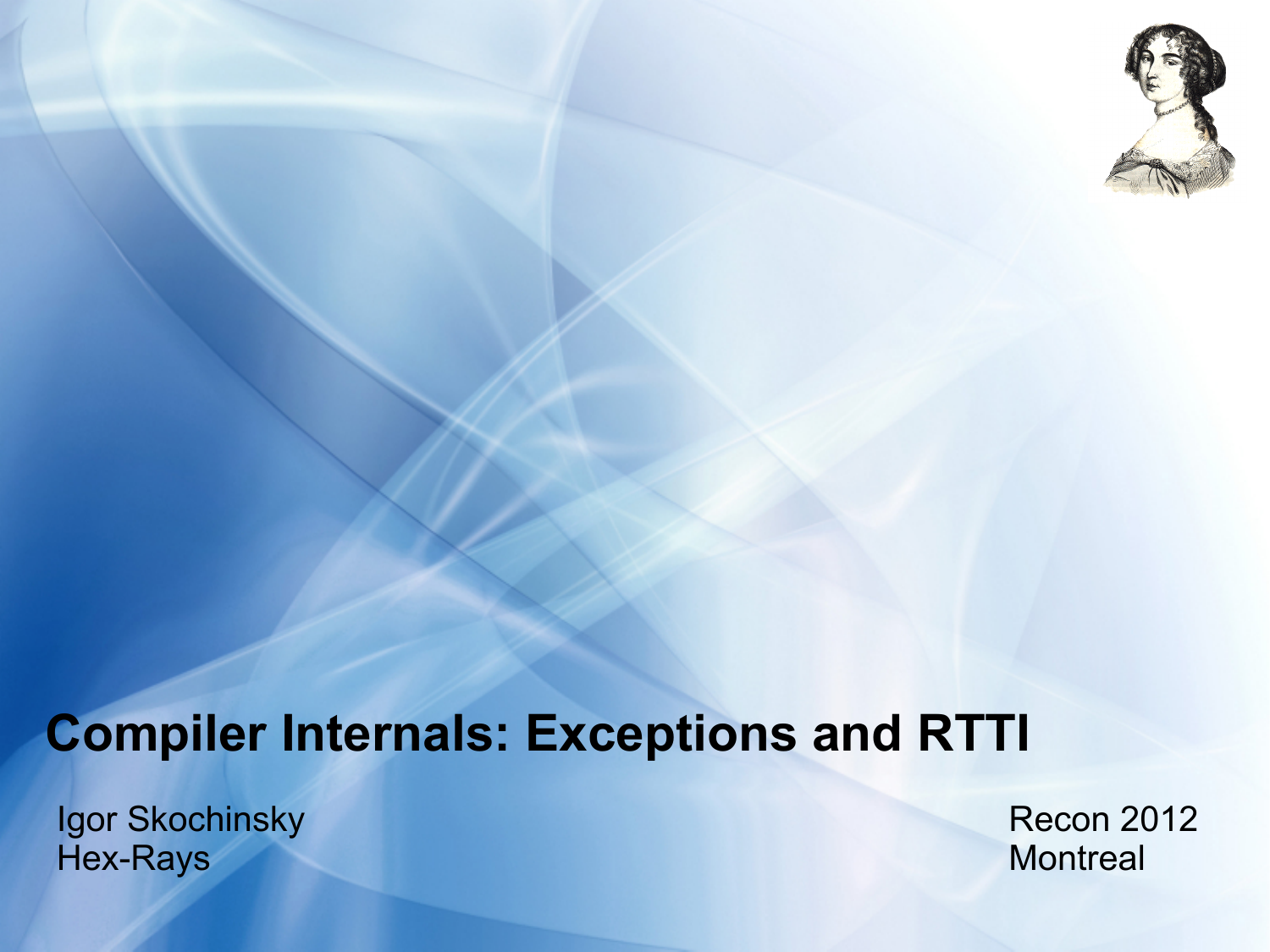# Compiler Internals: Exceptions and RTTI

Igor Skochinsky
Hex-Rays

Recon 2012
Montreal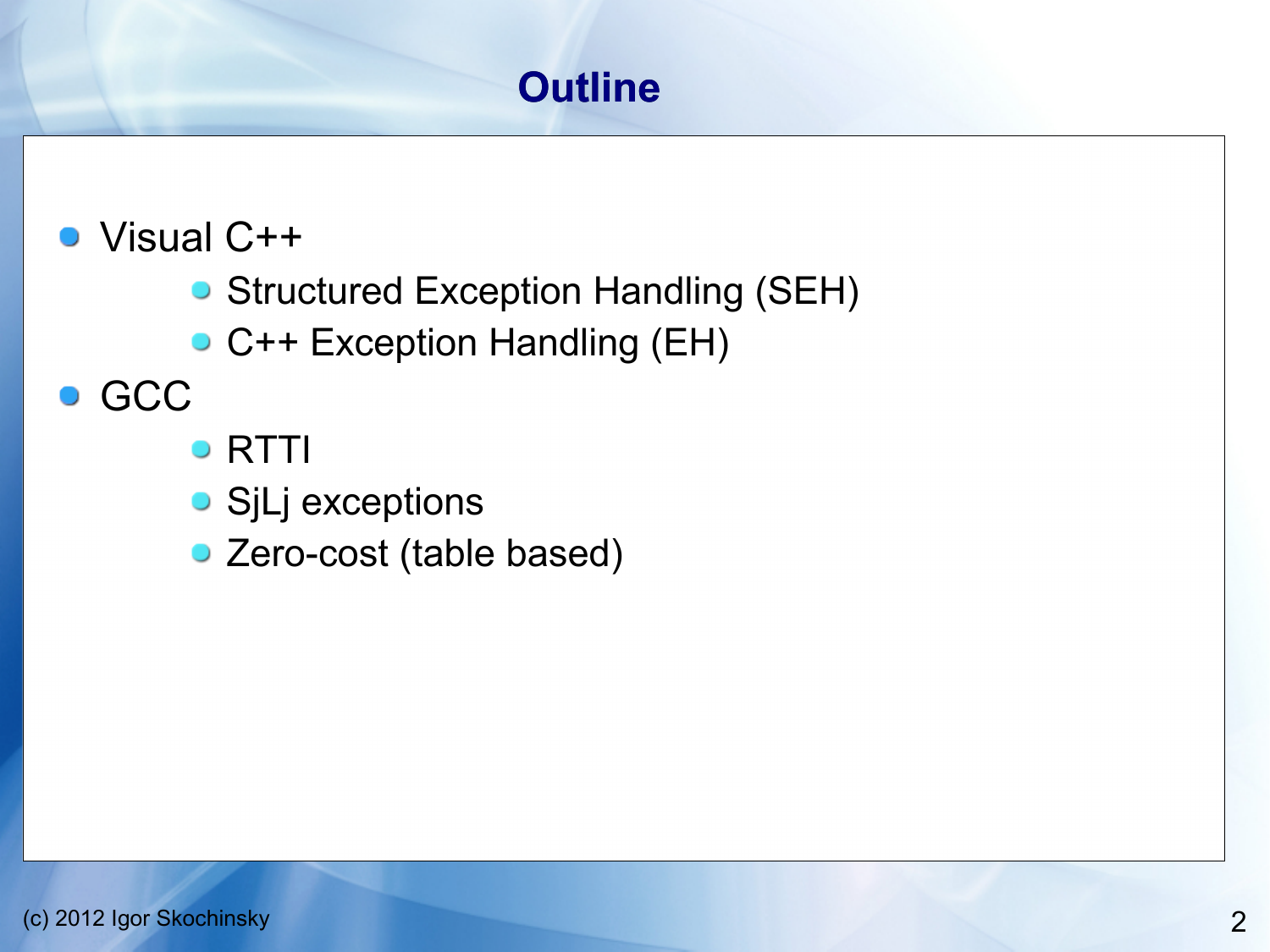# Outline

- Visual C++
  - Structured Exception Handling (SEH)
  - C++ Exception Handling (EH)
- GCC
  - RTTI
  - SjLj exceptions
  - Zero-cost (table based)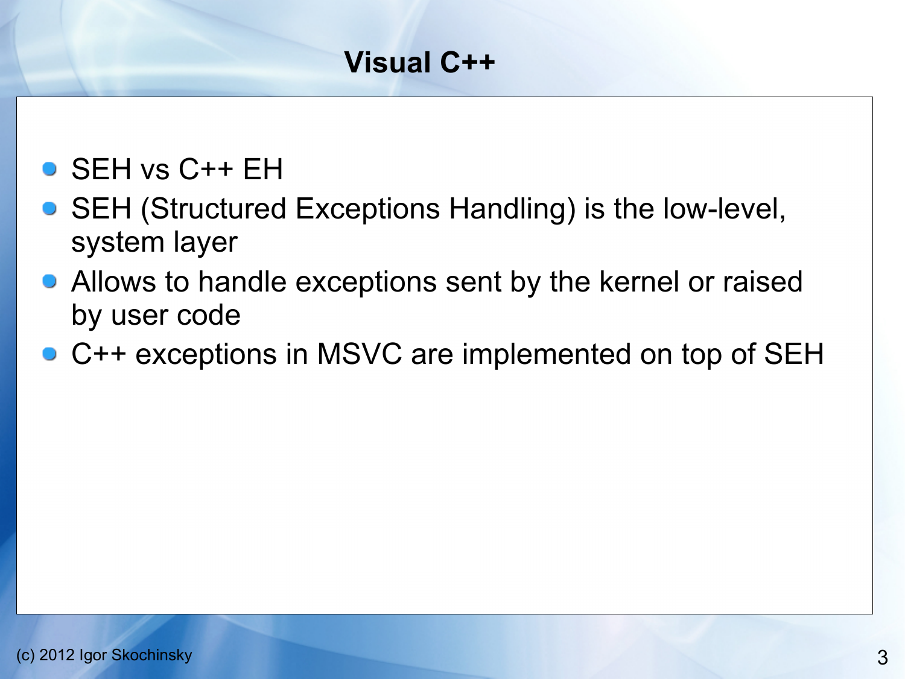# Visual C++

- SEH vs C++ EH
- SEH (Structured Exceptions Handling) is the low-level, system layer
- Allows to handle exceptions sent by the kernel or raised by user code
- C++ exceptions in MSVC are implemented on top of SEH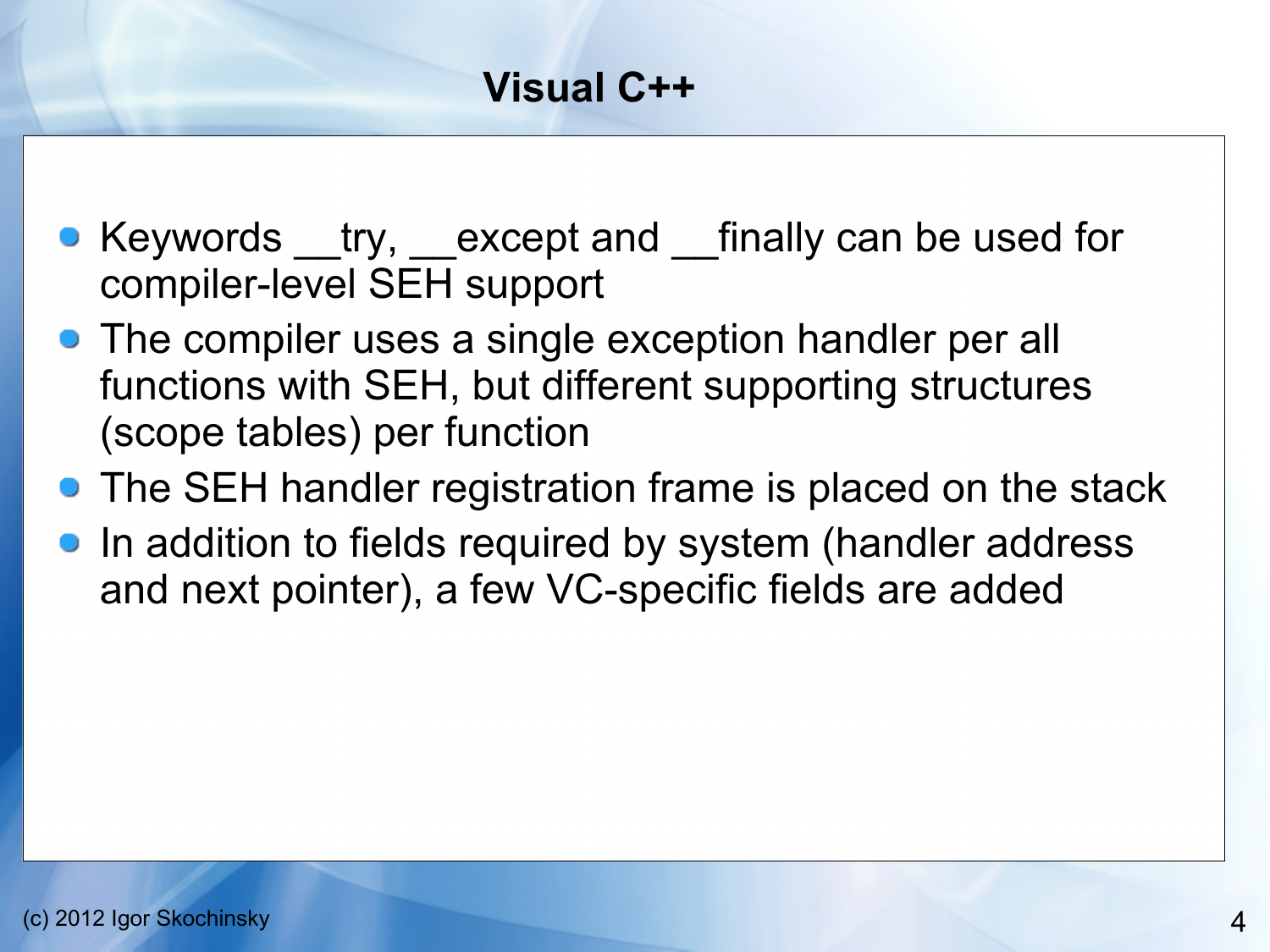# Visual C++

- Keywords __try, __except and __finally can be used for compiler-level SEH support
- The compiler uses a single exception handler per all functions with SEH, but different supporting structures (scope tables) per function
- The SEH handler registration frame is placed on the stack
- In addition to fields required by system (handler address and next pointer), a few VC-specific fields are added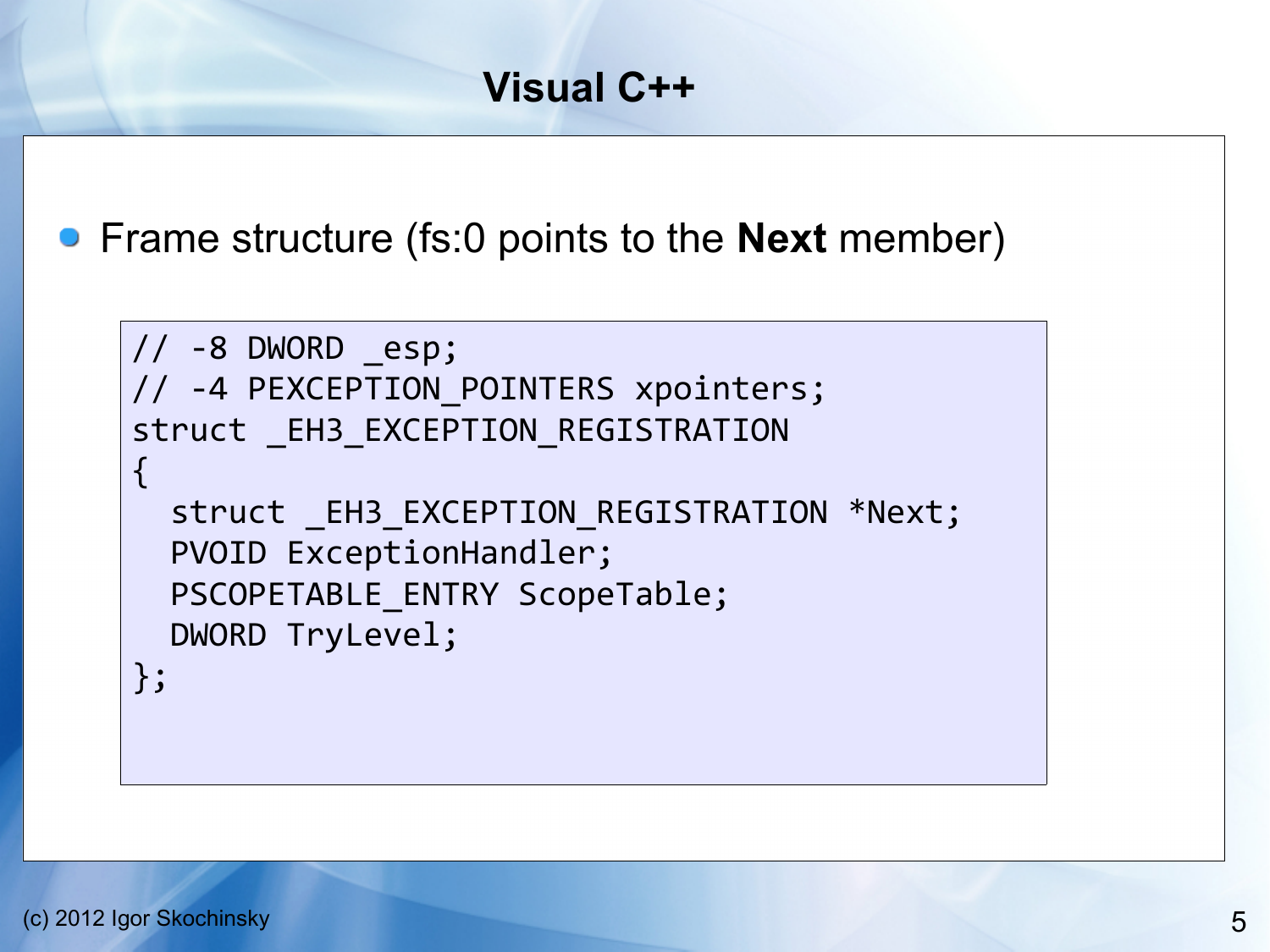# Visual C++

- Frame structure (fs:0 points to the **Next** member)

```
// -8 DWORD _esp;
// -4 PEXCEPTION_POINTERS xpointers;
struct _EH3_EXCEPTION_REGISTRATION
{
  struct _EH3_EXCEPTION_REGISTRATION *Next;
  PVOID ExceptionHandler;
  PSCOPETABLE_ENTRY ScopeTable;
  DWORD TryLevel;
};
```

(c) 2012 Igor Skochinsky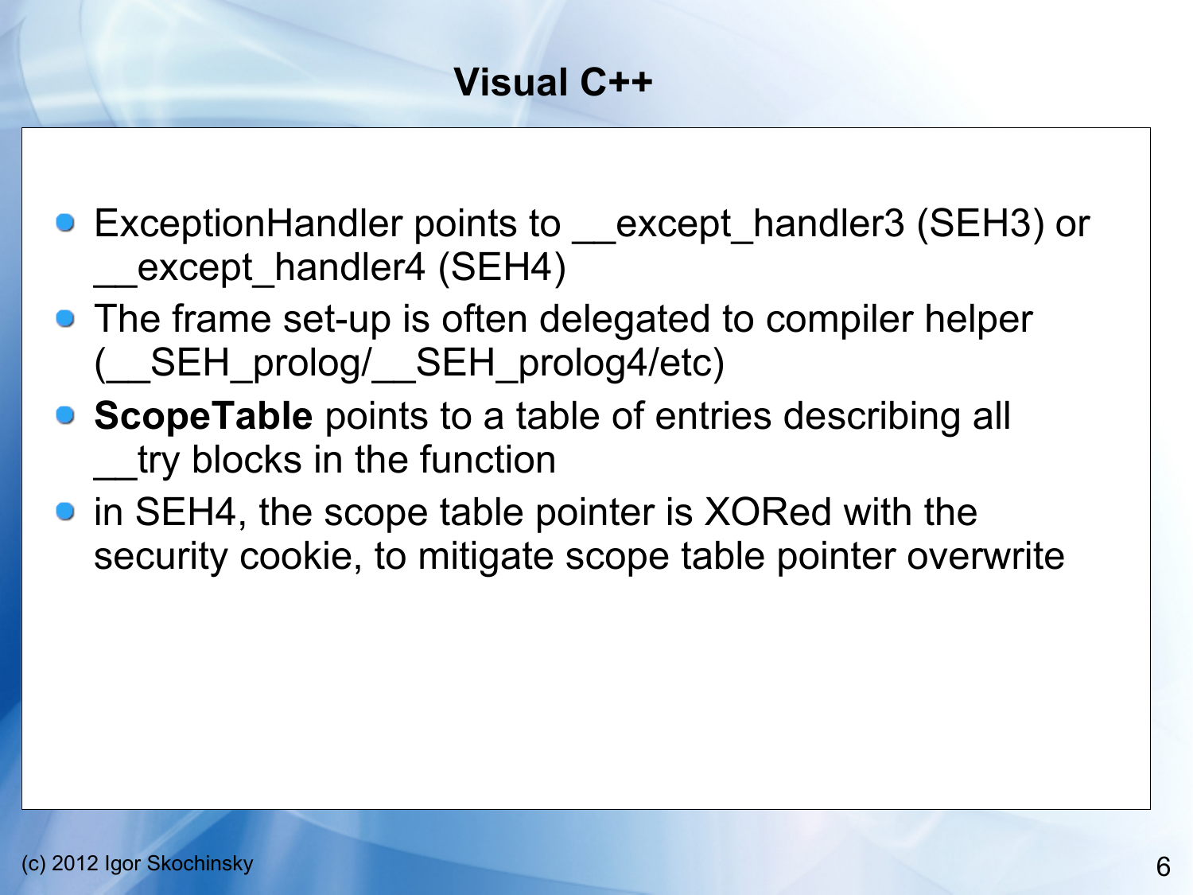# Visual C++

- ExceptionHandler points to __except_handler3 (SEH3) or __except_handler4 (SEH4)
- The frame set-up is often delegated to compiler helper (__SEH_prolog/__SEH_prolog4/etc)
- **ScopeTable** points to a table of entries describing all __try blocks in the function
- in SEH4, the scope table pointer is XORed with the security cookie, to mitigate scope table pointer overwrite

(c) 2012 Igor Skochinsky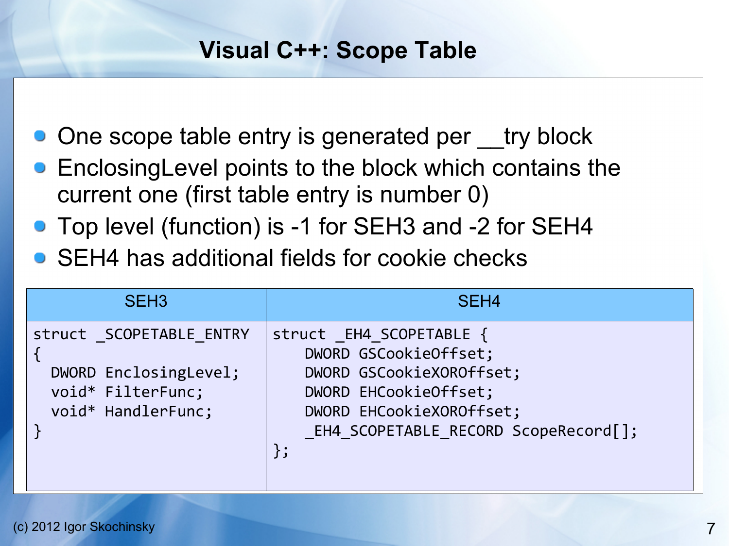# Visual C++: Scope Table

- One scope table entry is generated per __try block
- EnclosingLevel points to the block which contains the current one (first table entry is number 0)
- Top level (function) is -1 for SEH3 and -2 for SEH4
- SEH4 has additional fields for cookie checks

| SEH3 | SEH4 |
| --- | --- |
| <pre>struct _SCOPETABLE_ENTRY<br>{<br>  DWORD EnclosingLevel;<br>  void* FilterFunc;<br>  void* HandlerFunc;<br>}</pre> | <pre>struct _EH4_SCOPETABLE {<br>    DWORD GSCookieOffset;<br>    DWORD GSCookieXOROffset;<br>    DWORD EHCookieOffset;<br>    DWORD EHCookieXOROffset;<br>    _EH4_SCOPETABLE_RECORD ScopeRecord[];<br>};</pre> |

(c) 2012 Igor Skochinsky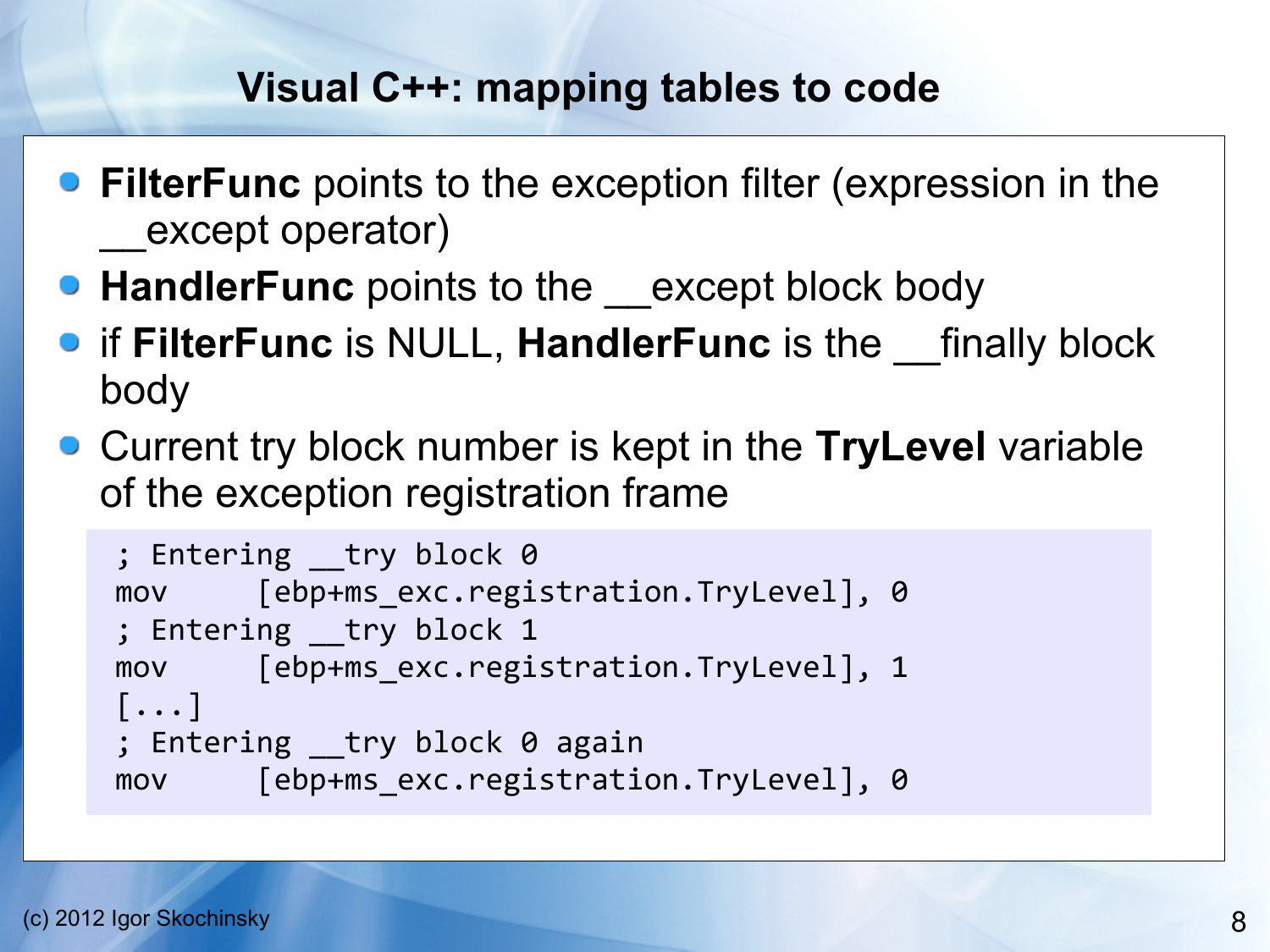# Visual C++: mapping tables to code

- **FilterFunc** points to the exception filter (expression in the __except operator)
- **HandlerFunc** points to the __except block body
- if **FilterFunc** is NULL, **HandlerFunc** is the __finally block body
- Current try block number is kept in the **TryLevel** variable of the exception registration frame

```
; Entering __try block 0
mov     [ebp+ms_exc.registration.TryLevel], 0
; Entering __try block 1
mov     [ebp+ms_exc.registration.TryLevel], 1
[...]
; Entering __try block 0 again
mov     [ebp+ms_exc.registration.TryLevel], 0
```

(c) 2012 Igor Skochinsky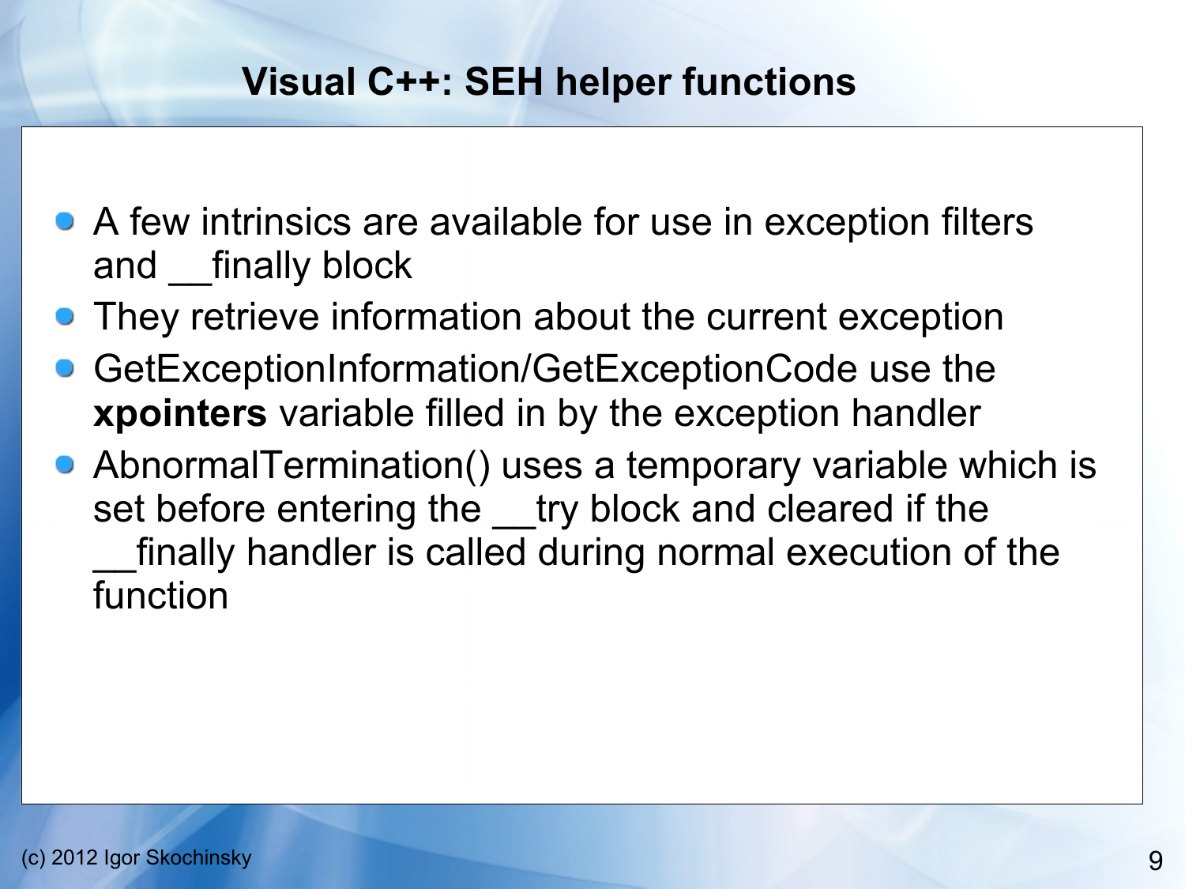# Visual C++: SEH helper functions

- A few intrinsics are available for use in exception filters and __finally block
- They retrieve information about the current exception
- GetExceptionInformation/GetExceptionCode use the **xpointers** variable filled in by the exception handler
- AbnormalTermination() uses a temporary variable which is set before entering the __try block and cleared if the __finally handler is called during normal execution of the function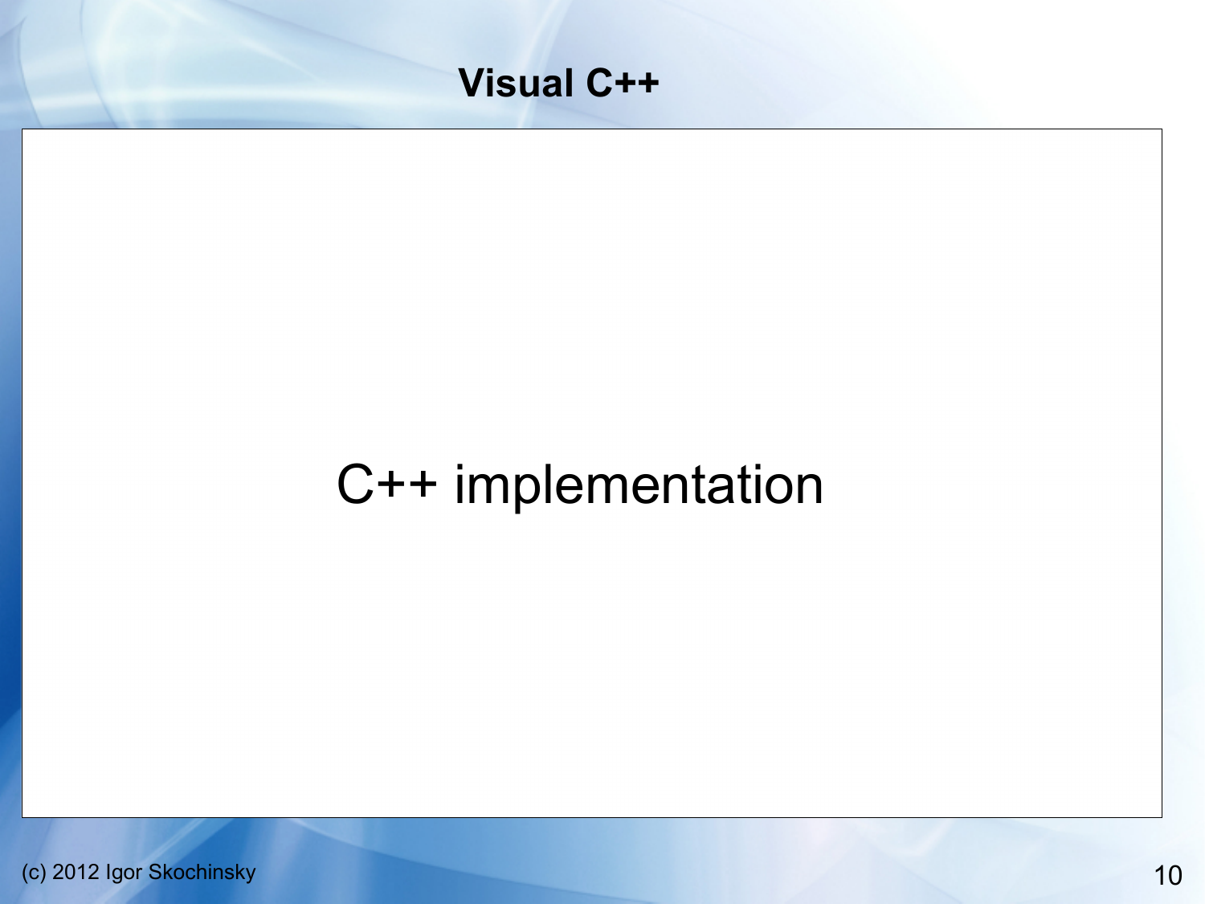# Visual C++

C++ implementation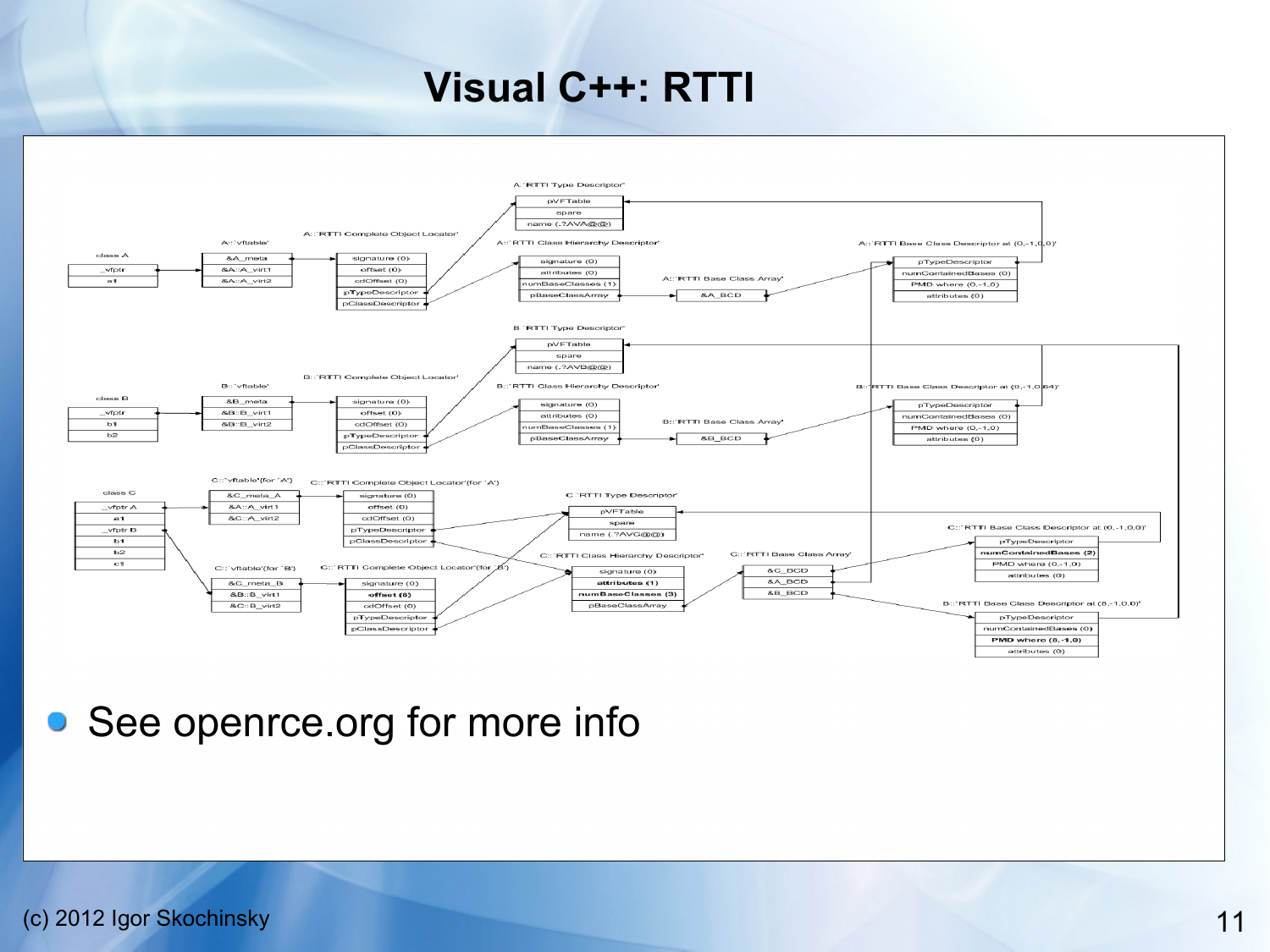# Visual C++: RTTI

- See openrce.org for more info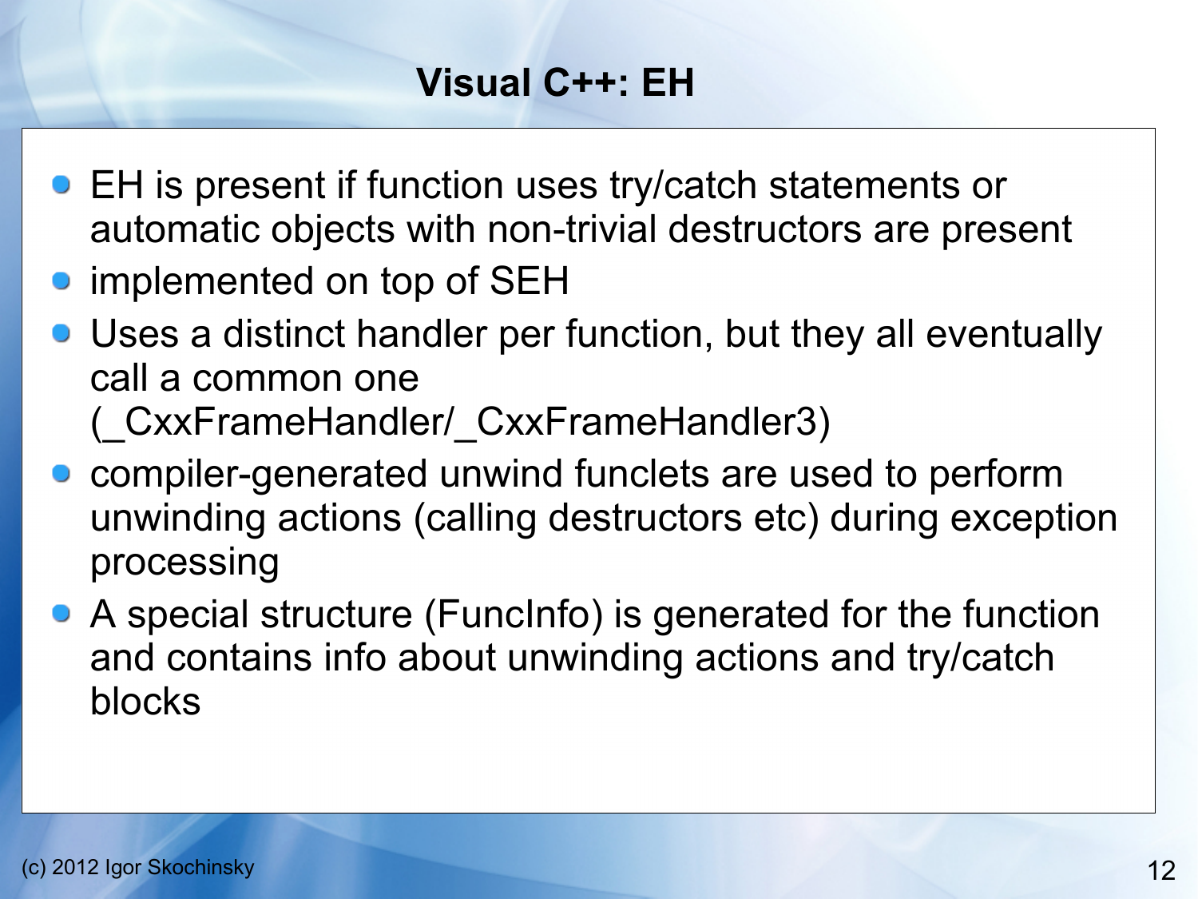# Visual C++: EH

- EH is present if function uses try/catch statements or automatic objects with non-trivial destructors are present
- implemented on top of SEH
- Uses a distinct handler per function, but they all eventually call a common one (_CxxFrameHandler/_CxxFrameHandler3)
- compiler-generated unwind funclets are used to perform unwinding actions (calling destructors etc) during exception processing
- A special structure (FuncInfo) is generated for the function and contains info about unwinding actions and try/catch blocks

(c) 2012 Igor Skochinsky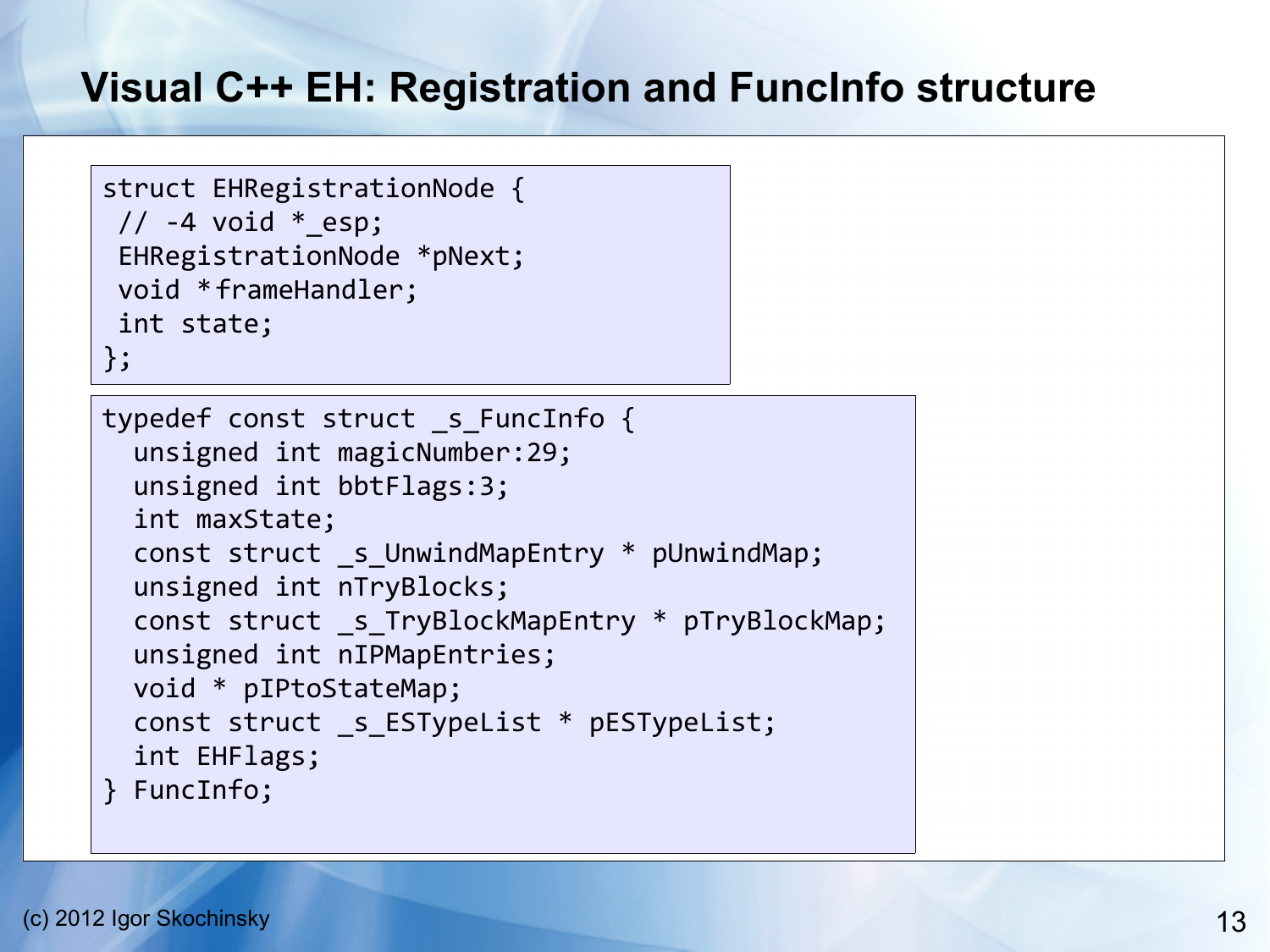# Visual C++ EH: Registration and FuncInfo structure

```
struct EHRegistrationNode {
 // -4 void *_esp;
 EHRegistrationNode *pNext;
 void *frameHandler;
 int state;
};
```

```
typedef const struct _s_FuncInfo {
  unsigned int magicNumber:29;
  unsigned int bbtFlags:3;
  int maxState;
  const struct _s_UnwindMapEntry * pUnwindMap;
  unsigned int nTryBlocks;
  const struct _s_TryBlockMapEntry * pTryBlockMap;
  unsigned int nIPMapEntries;
  void * pIPtoStateMap;
  const struct _s_ESTypeList * pESTypeList;
  int EHFlags;
} FuncInfo;
```

(c) 2012 Igor Skochinsky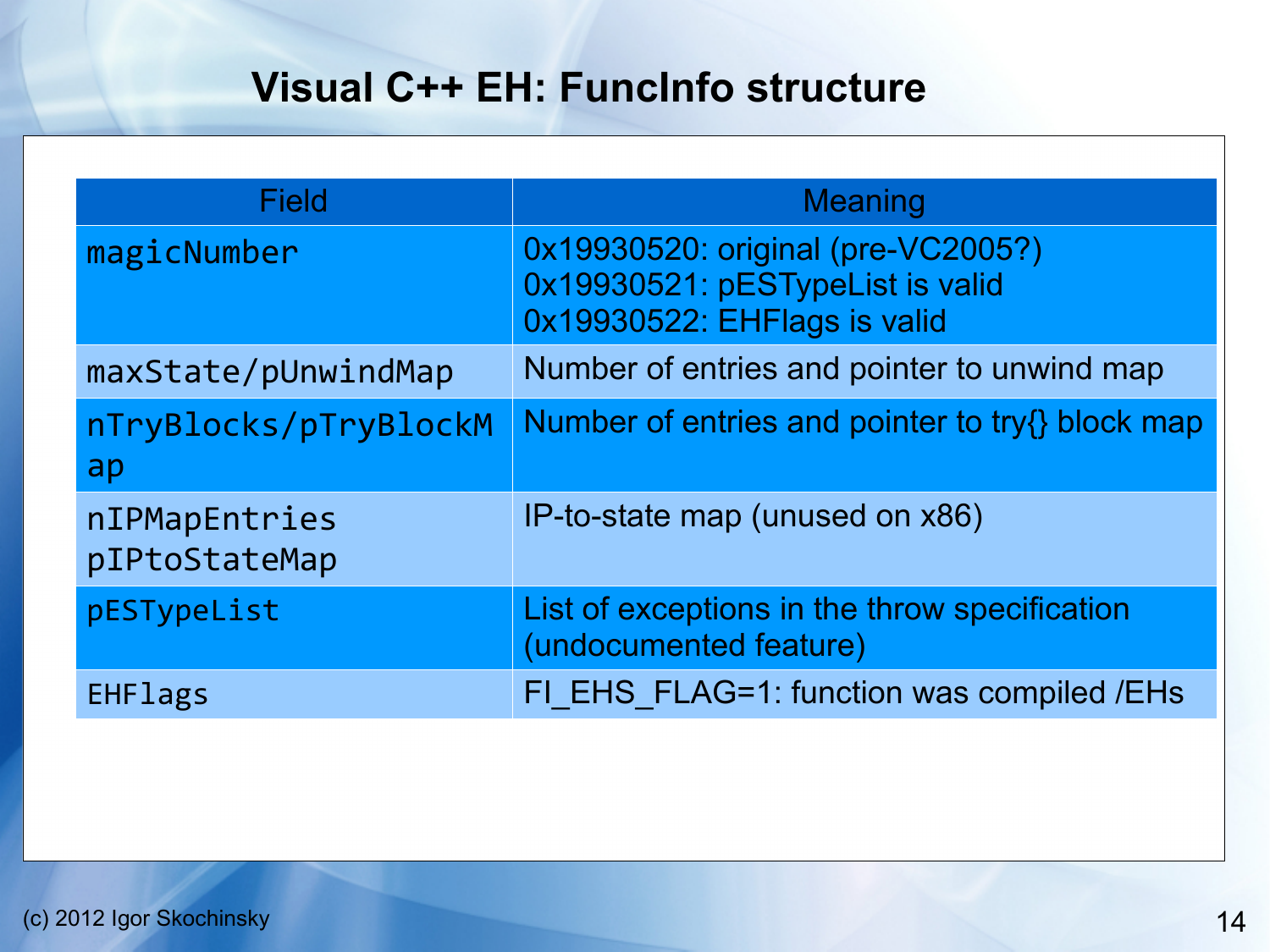# Visual C++ EH: FuncInfo structure

| Field | Meaning |
| --- | --- |
| `magicNumber` | 0x19930520: original (pre-VC2005?)<br>0x19930521: pESTypeList is valid<br>0x19930522: EHFlags is valid |
| `maxState/pUnwindMap` | Number of entries and pointer to unwind map |
| `nTryBlocks/pTryBlockMap` | Number of entries and pointer to try{} block map |
| `nIPMapEntries pIPtoStateMap` | IP-to-state map (unused on x86) |
| `pESTypeList` | List of exceptions in the throw specification (undocumented feature) |
| `EHFlags` | FI_EHS_FLAG=1: function was compiled /EHs |

(c) 2012 Igor Skochinsky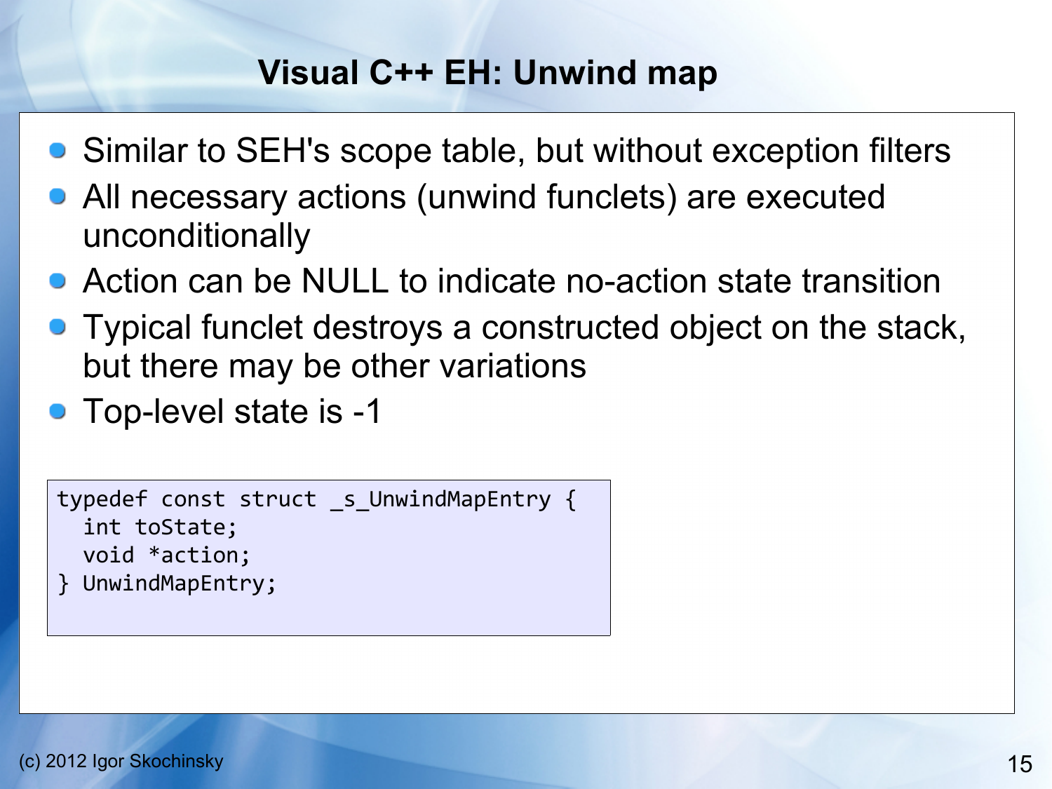# Visual C++ EH: Unwind map

- Similar to SEH's scope table, but without exception filters
- All necessary actions (unwind funclets) are executed unconditionally
- Action can be NULL to indicate no-action state transition
- Typical funclet destroys a constructed object on the stack, but there may be other variations
- Top-level state is -1

```
typedef const struct _s_UnwindMapEntry {
  int toState;
  void *action;
} UnwindMapEntry;
```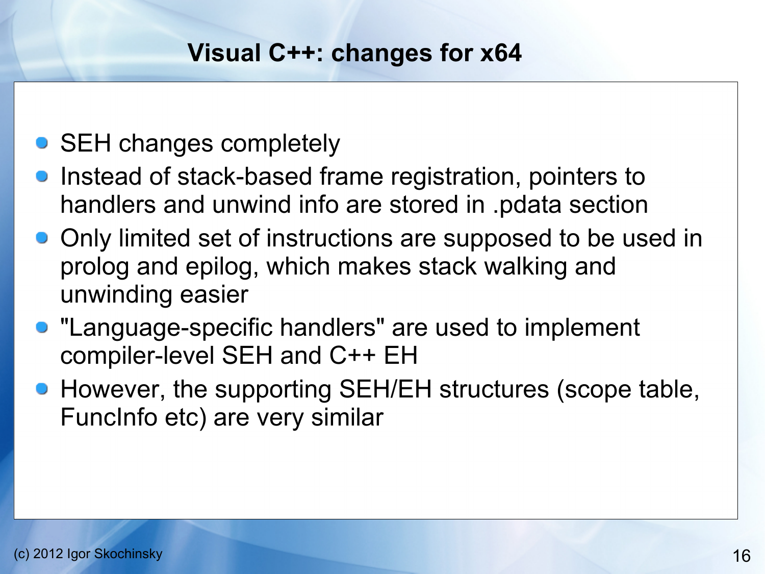# Visual C++: changes for x64

- SEH changes completely
- Instead of stack-based frame registration, pointers to handlers and unwind info are stored in .pdata section
- Only limited set of instructions are supposed to be used in prolog and epilog, which makes stack walking and unwinding easier
- "Language-specific handlers" are used to implement compiler-level SEH and C++ EH
- However, the supporting SEH/EH structures (scope table, FuncInfo etc) are very similar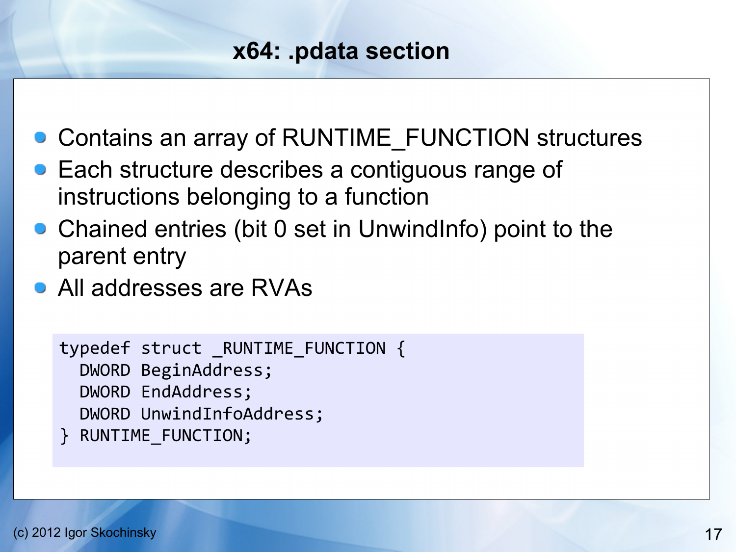# x64: .pdata section

- Contains an array of RUNTIME_FUNCTION structures
- Each structure describes a contiguous range of instructions belonging to a function
- Chained entries (bit 0 set in UnwindInfo) point to the parent entry
- All addresses are RVAs

```
typedef struct _RUNTIME_FUNCTION {
  DWORD BeginAddress;
  DWORD EndAddress;
  DWORD UnwindInfoAddress;
} RUNTIME_FUNCTION;
```

(c) 2012 Igor Skochinsky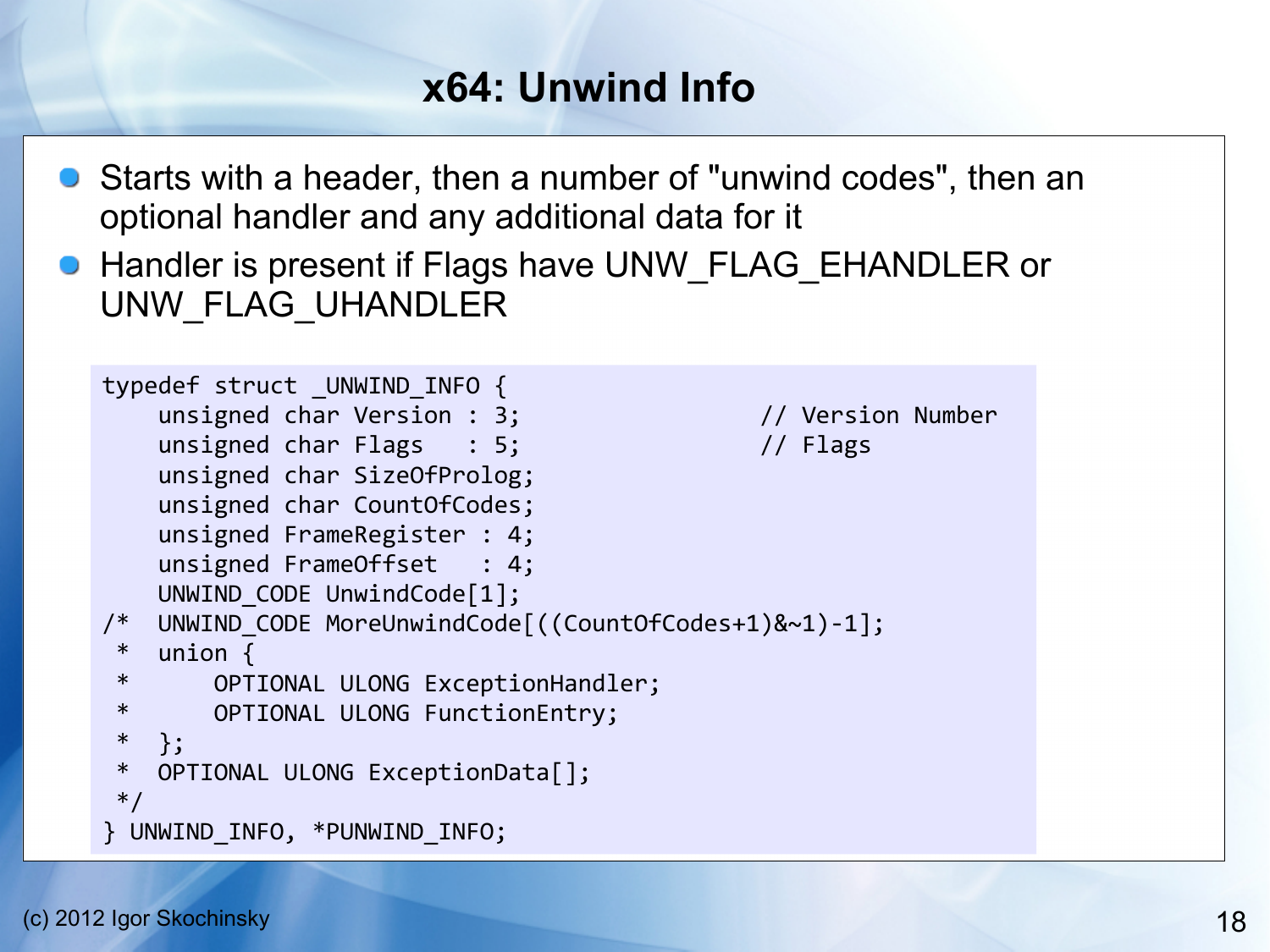# x64: Unwind Info

- Starts with a header, then a number of "unwind codes", then an optional handler and any additional data for it
- Handler is present if Flags have UNW_FLAG_EHANDLER or UNW_FLAG_UHANDLER

```
typedef struct _UNWIND_INFO {
    unsigned char Version : 3;                    // Version Number
    unsigned char Flags   : 5;                    // Flags
    unsigned char SizeOfProlog;
    unsigned char CountOfCodes;
    unsigned FrameRegister : 4;
    unsigned FrameOffset   : 4;
    UNWIND_CODE UnwindCode[1];
/*  UNWIND_CODE MoreUnwindCode[((CountOfCodes+1)&~1)-1];
 *  union {
 *      OPTIONAL ULONG ExceptionHandler;
 *      OPTIONAL ULONG FunctionEntry;
 *  };
 *  OPTIONAL ULONG ExceptionData[];
 */
} UNWIND_INFO, *PUNWIND_INFO;
```

(c) 2012 Igor Skochinsky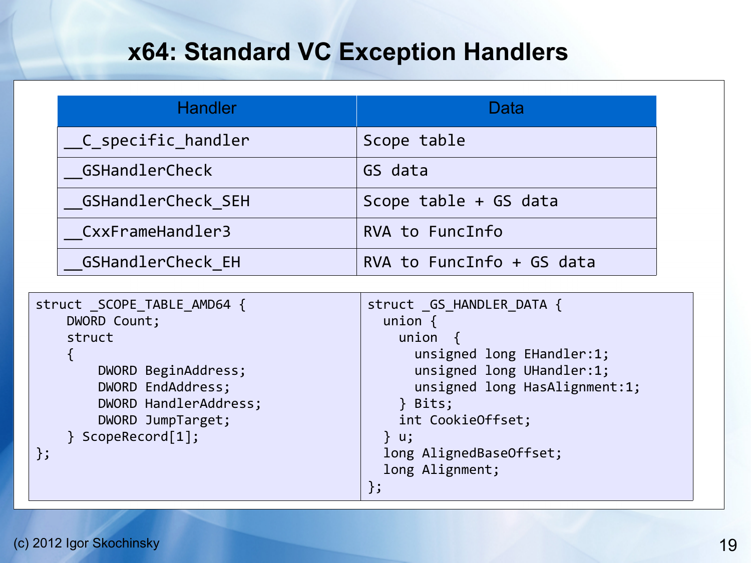# x64: Standard VC Exception Handlers

| Handler | Data |
|---|---|
| __C_specific_handler | Scope table |
| __GSHandlerCheck | GS data |
| __GSHandlerCheck_SEH | Scope table + GS data |
| __CxxFrameHandler3 | RVA to FuncInfo |
| __GSHandlerCheck_EH | RVA to FuncInfo + GS data |

```
struct _SCOPE_TABLE_AMD64 {
    DWORD Count;
    struct
    {
        DWORD BeginAddress;
        DWORD EndAddress;
        DWORD HandlerAddress;
        DWORD JumpTarget;
    } ScopeRecord[1];
};
```

```
struct _GS_HANDLER_DATA {
  union {
    union  {
      unsigned long EHandler:1;
      unsigned long UHandler:1;
      unsigned long HasAlignment:1;
    } Bits;
    int CookieOffset;
  } u;
  long AlignedBaseOffset;
  long Alignment;
};
```

(c) 2012 Igor Skochinsky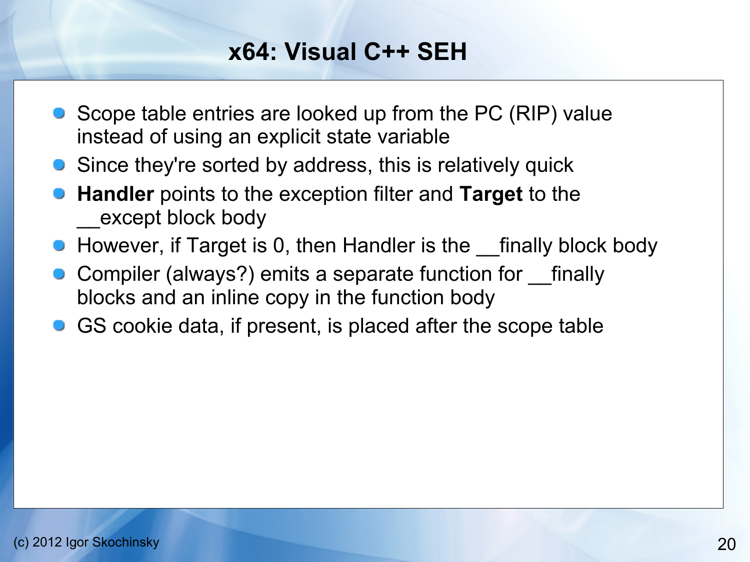# x64: Visual C++ SEH

- Scope table entries are looked up from the PC (RIP) value instead of using an explicit state variable
- Since they're sorted by address, this is relatively quick
- **Handler** points to the exception filter and **Target** to the __except block body
- However, if Target is 0, then Handler is the __finally block body
- Compiler (always?) emits a separate function for __finally blocks and an inline copy in the function body
- GS cookie data, if present, is placed after the scope table

(c) 2012 Igor Skochinsky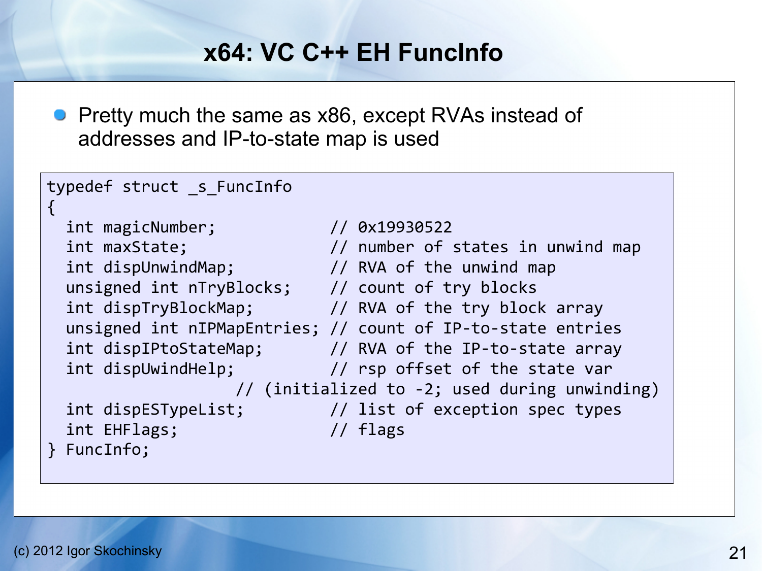# x64: VC C++ EH FuncInfo

- Pretty much the same as x86, except RVAs instead of addresses and IP-to-state map is used

```
typedef struct _s_FuncInfo
{
  int magicNumber;              // 0x19930522
  int maxState;                 // number of states in unwind map
  int dispUnwindMap;            // RVA of the unwind map
  unsigned int nTryBlocks;      // count of try blocks
  int dispTryBlockMap;          // RVA of the try block array
  unsigned int nIPMapEntries; // count of IP-to-state entries
  int dispIPtoStateMap;         // RVA of the IP-to-state array
  int dispUwindHelp;            // rsp offset of the state var
                    // (initialized to -2; used during unwinding)
  int dispESTypeList;           // list of exception spec types
  int EHFlags;                  // flags
} FuncInfo;
```

(c) 2012 Igor Skochinsky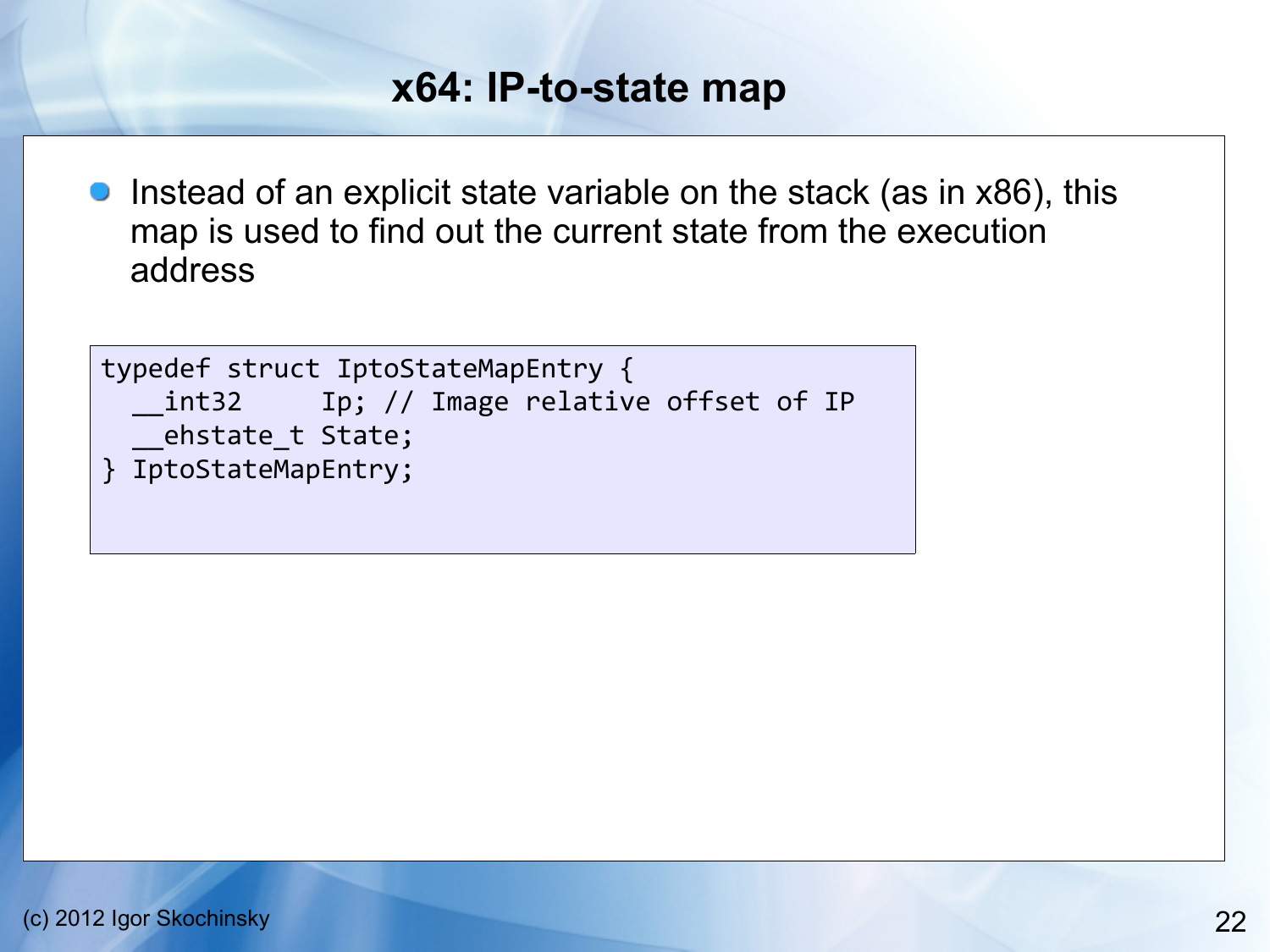# x64: IP-to-state map

- Instead of an explicit state variable on the stack (as in x86), this map is used to find out the current state from the execution address

```
typedef struct IptoStateMapEntry {
  __int32     Ip; // Image relative offset of IP
  __ehstate_t State;
} IptoStateMapEntry;
```

(c) 2012 Igor Skochinsky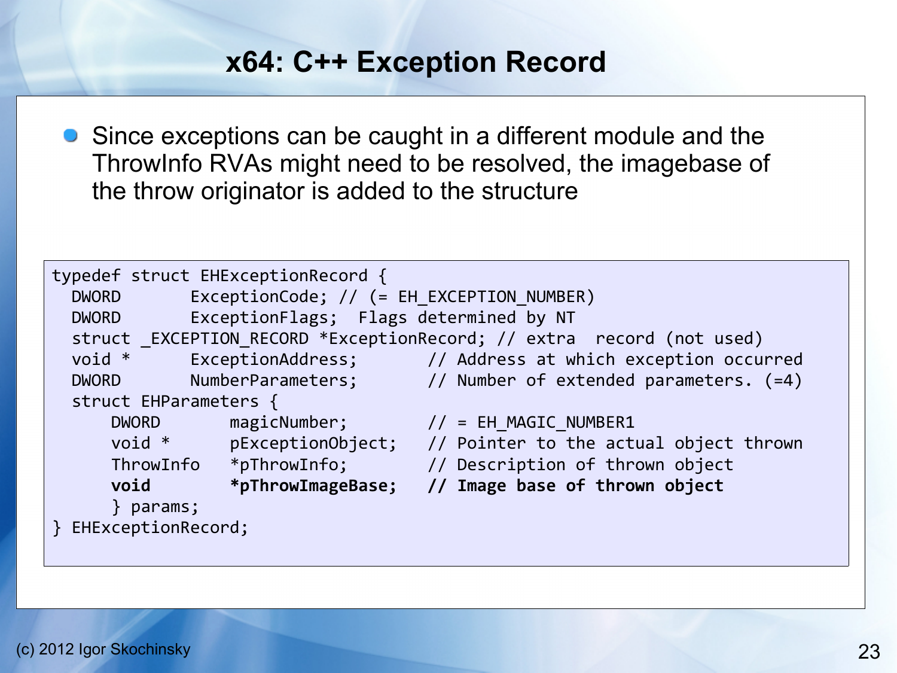# x64: C++ Exception Record

- Since exceptions can be caught in a different module and the ThrowInfo RVAs might need to be resolved, the imagebase of the throw originator is added to the structure

```
typedef struct EHExceptionRecord {
  DWORD       ExceptionCode; // (= EH_EXCEPTION_NUMBER)
  DWORD       ExceptionFlags;  Flags determined by NT
  struct _EXCEPTION_RECORD *ExceptionRecord; // extra  record (not used)
  void *      ExceptionAddress;       // Address at which exception occurred
  DWORD       NumberParameters;       // Number of extended parameters. (=4)
  struct EHParameters {
      DWORD       magicNumber;        // = EH_MAGIC_NUMBER1
      void *      pExceptionObject;   // Pointer to the actual object thrown
      ThrowInfo   *pThrowInfo;        // Description of thrown object
      void        *pThrowImageBase;   // Image base of thrown object
      } params;
} EHExceptionRecord;
```

(c) 2012 Igor Skochinsky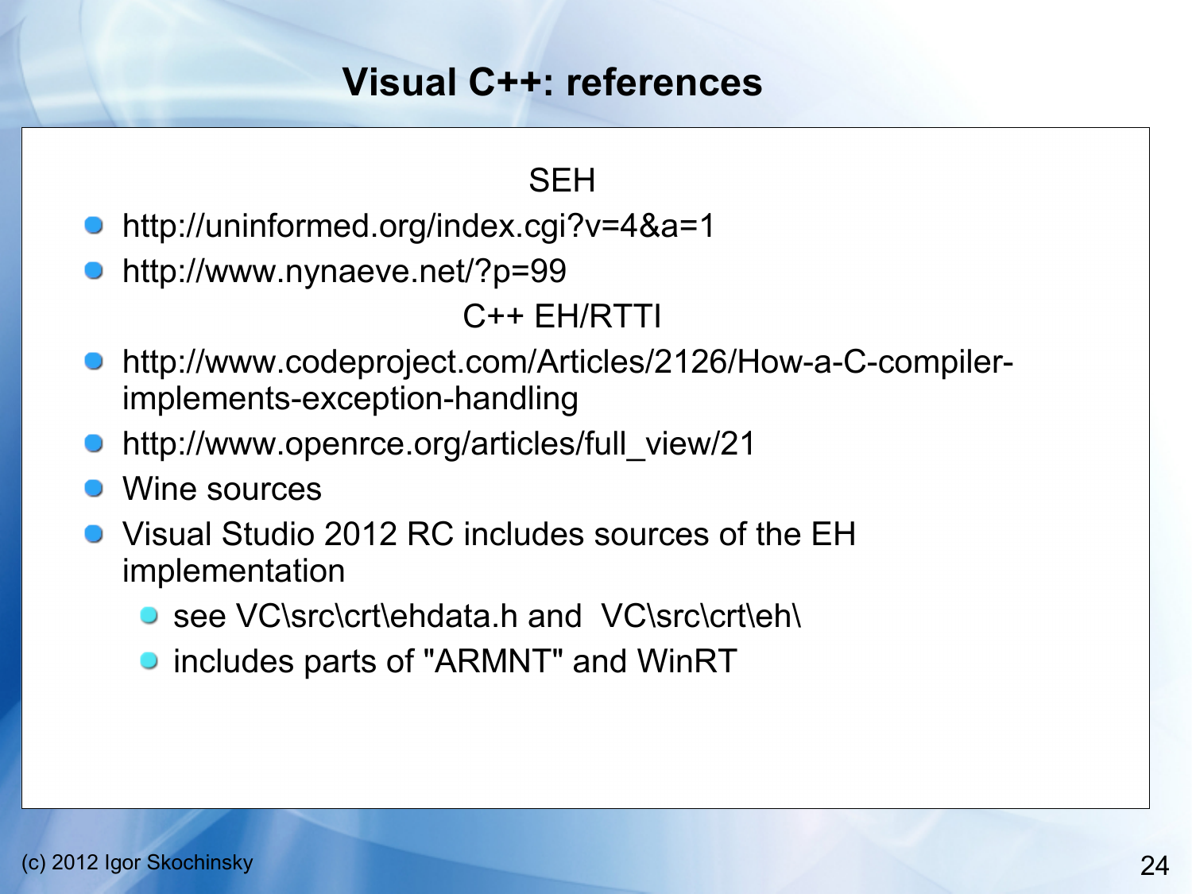# Visual C++: references

**SEH**

- http://uninformed.org/index.cgi?v=4&a=1
- http://www.nynaeve.net/?p=99

**C++ EH/RTTI**

- http://www.codeproject.com/Articles/2126/How-a-C-compiler-implements-exception-handling
- http://www.openrce.org/articles/full_view/21
- Wine sources
- Visual Studio 2012 RC includes sources of the EH implementation
  - see VC\src\crt\ehdata.h and VC\src\crt\eh\
  - includes parts of "ARMNT" and WinRT

(c) 2012 Igor Skochinsky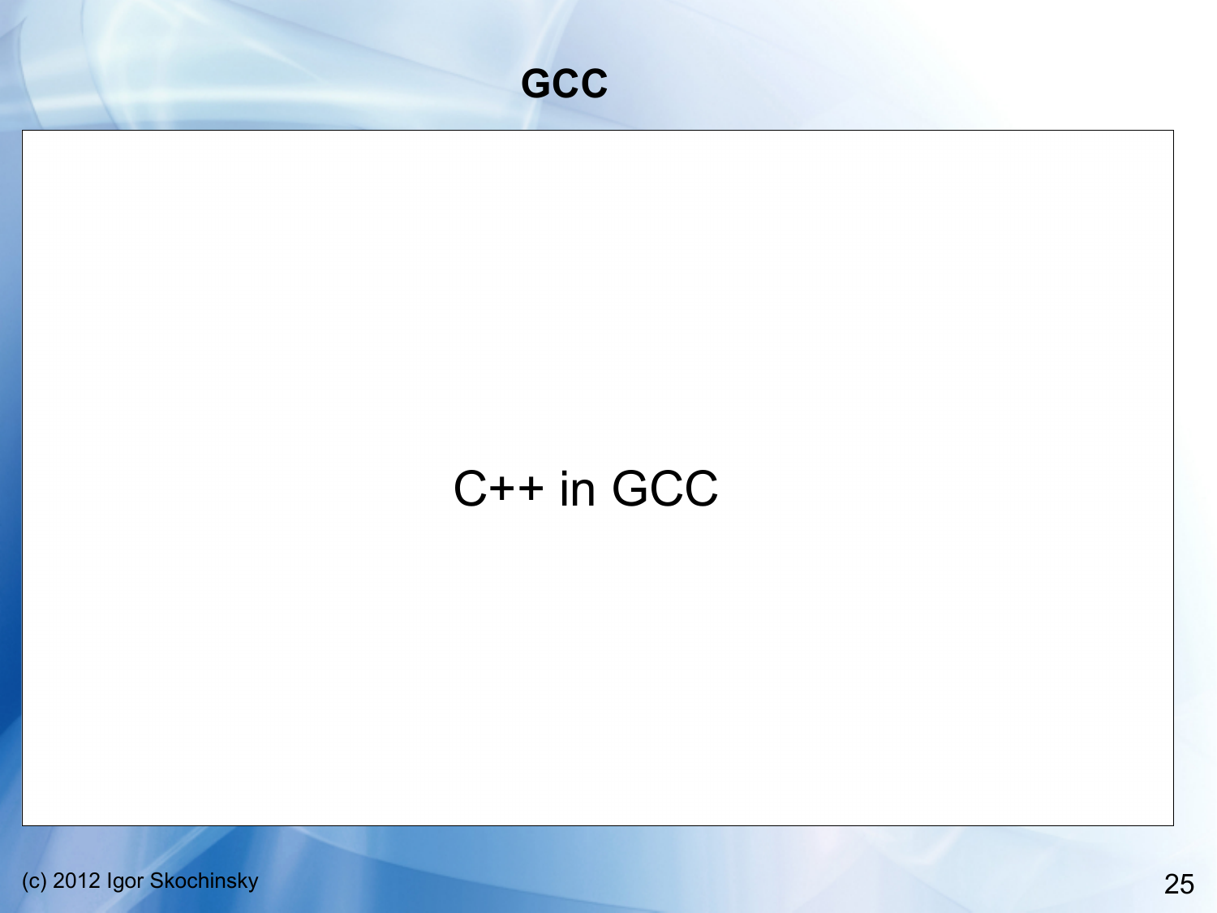# GCC

C++ in GCC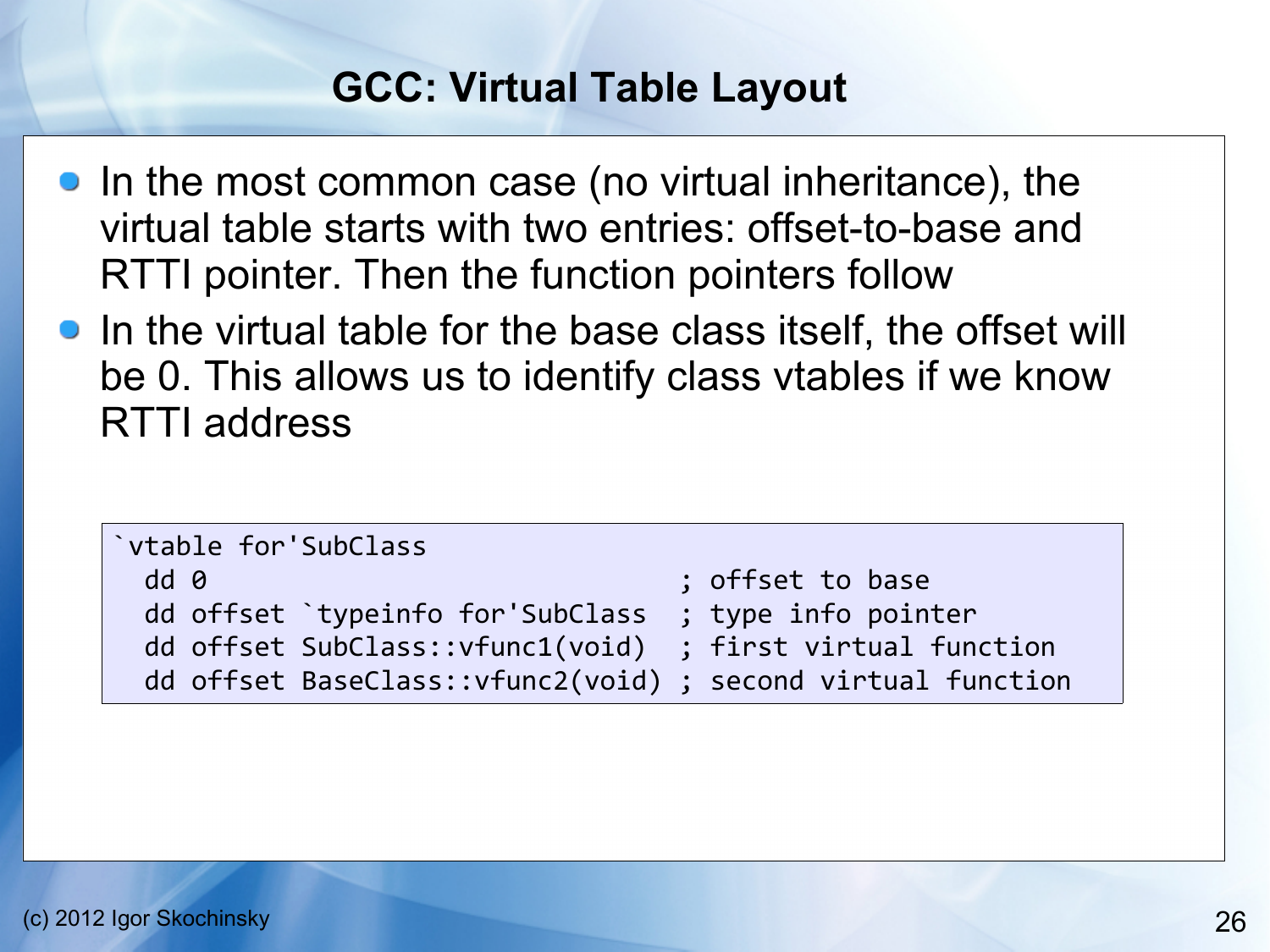# GCC: Virtual Table Layout

- In the most common case (no virtual inheritance), the virtual table starts with two entries: offset-to-base and RTTI pointer. Then the function pointers follow
- In the virtual table for the base class itself, the offset will be 0. This allows us to identify class vtables if we know RTTI address

```
`vtable for'SubClass
  dd 0                                ; offset to base
  dd offset `typeinfo for'SubClass  ; type info pointer
  dd offset SubClass::vfunc1(void)  ; first virtual function
  dd offset BaseClass::vfunc2(void) ; second virtual function
```

(c) 2012 Igor Skochinsky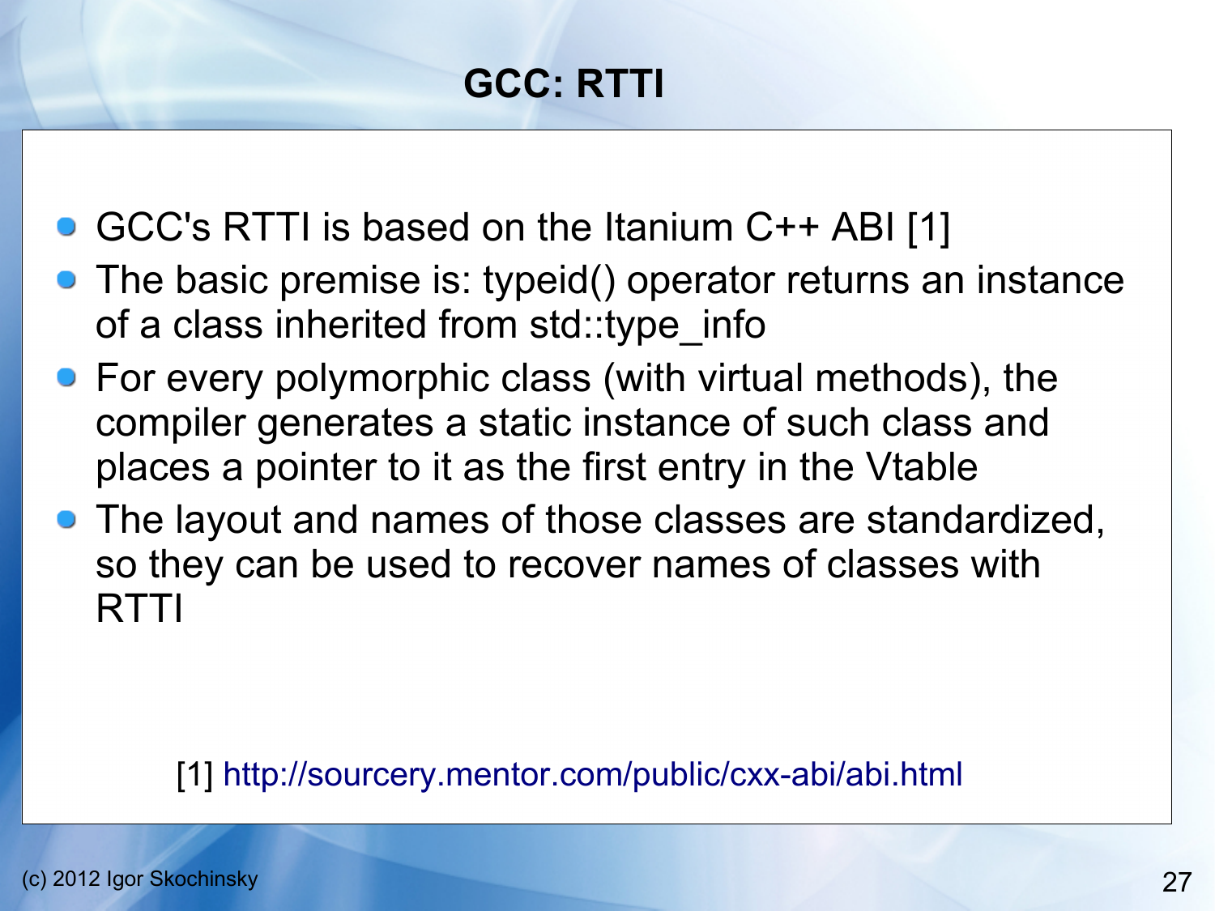# GCC: RTTI

- GCC's RTTI is based on the Itanium C++ ABI [1]
- The basic premise is: typeid() operator returns an instance of a class inherited from std::type_info
- For every polymorphic class (with virtual methods), the compiler generates a static instance of such class and places a pointer to it as the first entry in the Vtable
- The layout and names of those classes are standardized, so they can be used to recover names of classes with RTTI

[1] http://sourcery.mentor.com/public/cxx-abi/abi.html

(c) 2012 Igor Skochinsky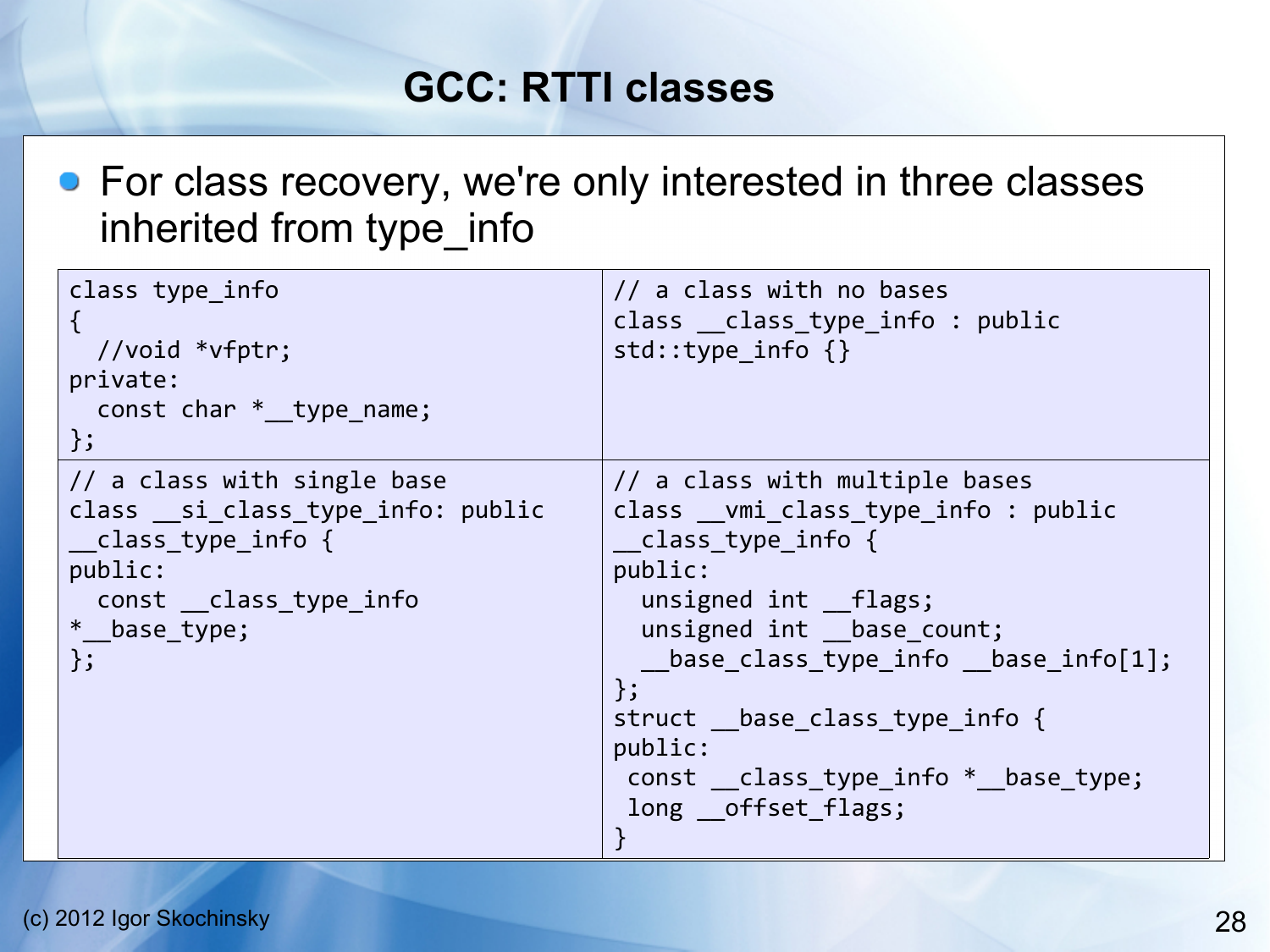# GCC: RTTI classes

- For class recovery, we're only interested in three classes inherited from type_info

```
class type_info
{
  //void *vfptr;
private:
  const char *__type_name;
};
```

```
// a class with no bases
class __class_type_info : public
std::type_info {}
```

```
// a class with single base
class __si_class_type_info: public
__class_type_info {
public:
  const __class_type_info
*__base_type;
};
```

```
// a class with multiple bases
class __vmi_class_type_info : public
__class_type_info {
public:
  unsigned int __flags;
  unsigned int __base_count;
  __base_class_type_info __base_info[1];
};
struct __base_class_type_info {
public:
 const __class_type_info *__base_type;
 long __offset_flags;
}
```

(c) 2012 Igor Skochinsky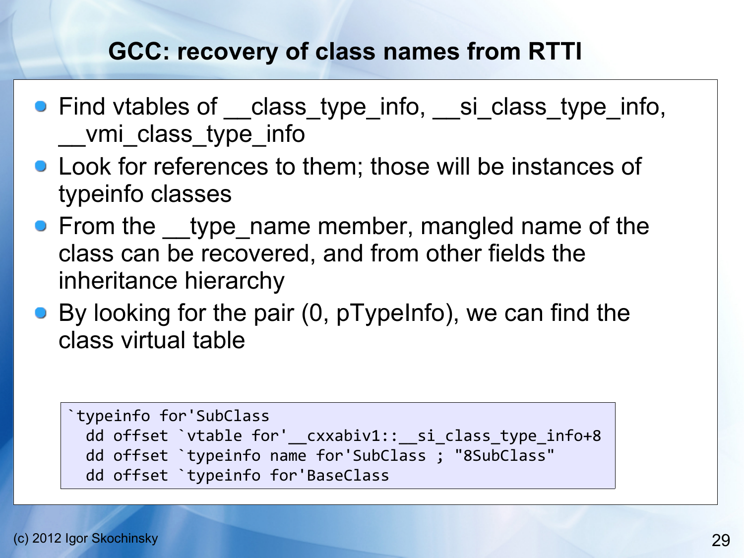# GCC: recovery of class names from RTTI

- Find vtables of __class_type_info, __si_class_type_info, __vmi_class_type_info
- Look for references to them; those will be instances of typeinfo classes
- From the __type_name member, mangled name of the class can be recovered, and from other fields the inheritance hierarchy
- By looking for the pair (0, pTypeInfo), we can find the class virtual table

```
`typeinfo for'SubClass
  dd offset `vtable for'__cxxabiv1::__si_class_type_info+8
  dd offset `typeinfo name for'SubClass ; "8SubClass"
  dd offset `typeinfo for'BaseClass
```

(c) 2012 Igor Skochinsky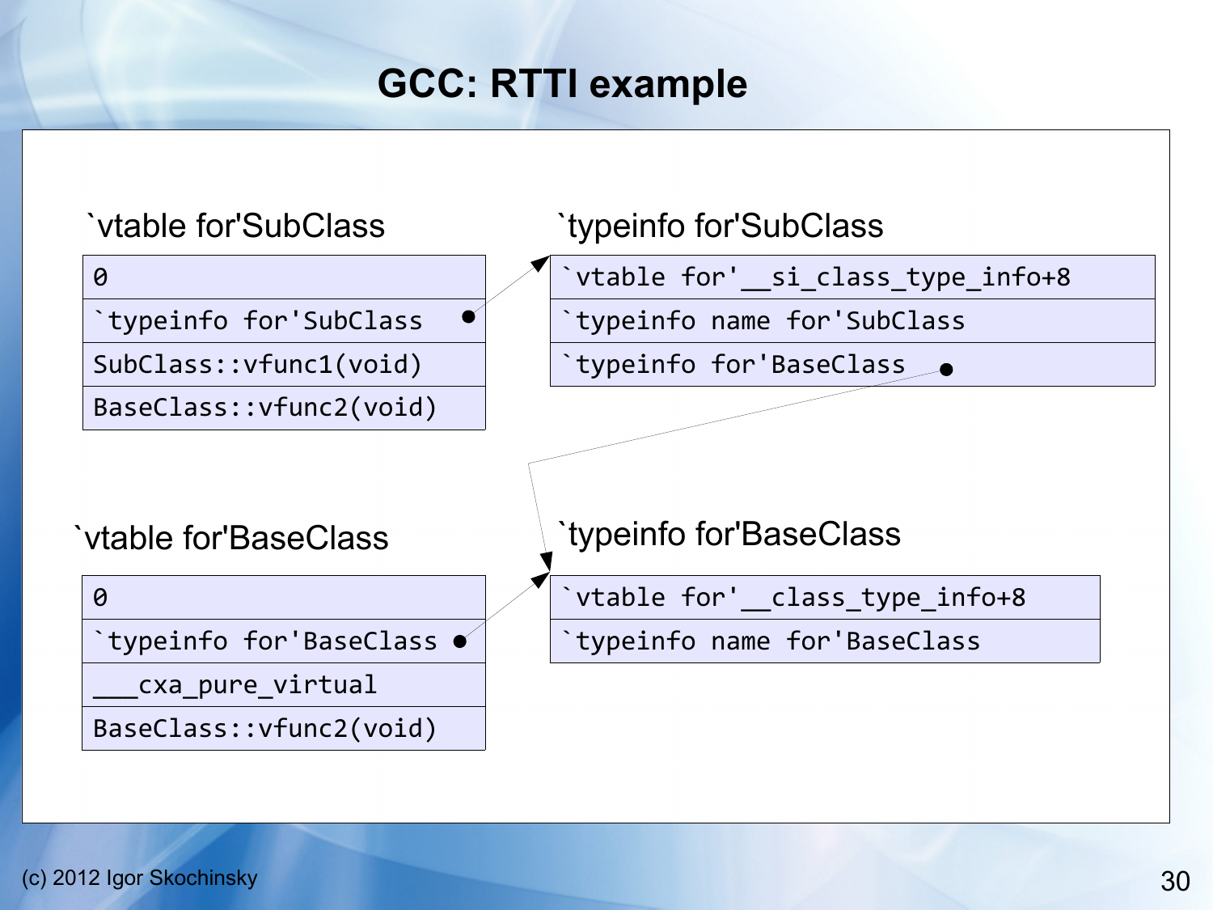# GCC: RTTI example

`vtable for'SubClass

| |
|---|
| 0 |
| `typeinfo for'SubClass |
| SubClass::vfunc1(void) |
| BaseClass::vfunc2(void) |

`typeinfo for'SubClass

| |
|---|
| `vtable for'__si_class_type_info+8 |
| `typeinfo name for'SubClass |
| `typeinfo for'BaseClass |

`vtable for'BaseClass

| |
|---|
| 0 |
| `typeinfo for'BaseClass |
| ___cxa_pure_virtual |
| BaseClass::vfunc2(void) |

`typeinfo for'BaseClass

| |
|---|
| `vtable for'__class_type_info+8 |
| `typeinfo name for'BaseClass |

(c) 2012 Igor Skochinsky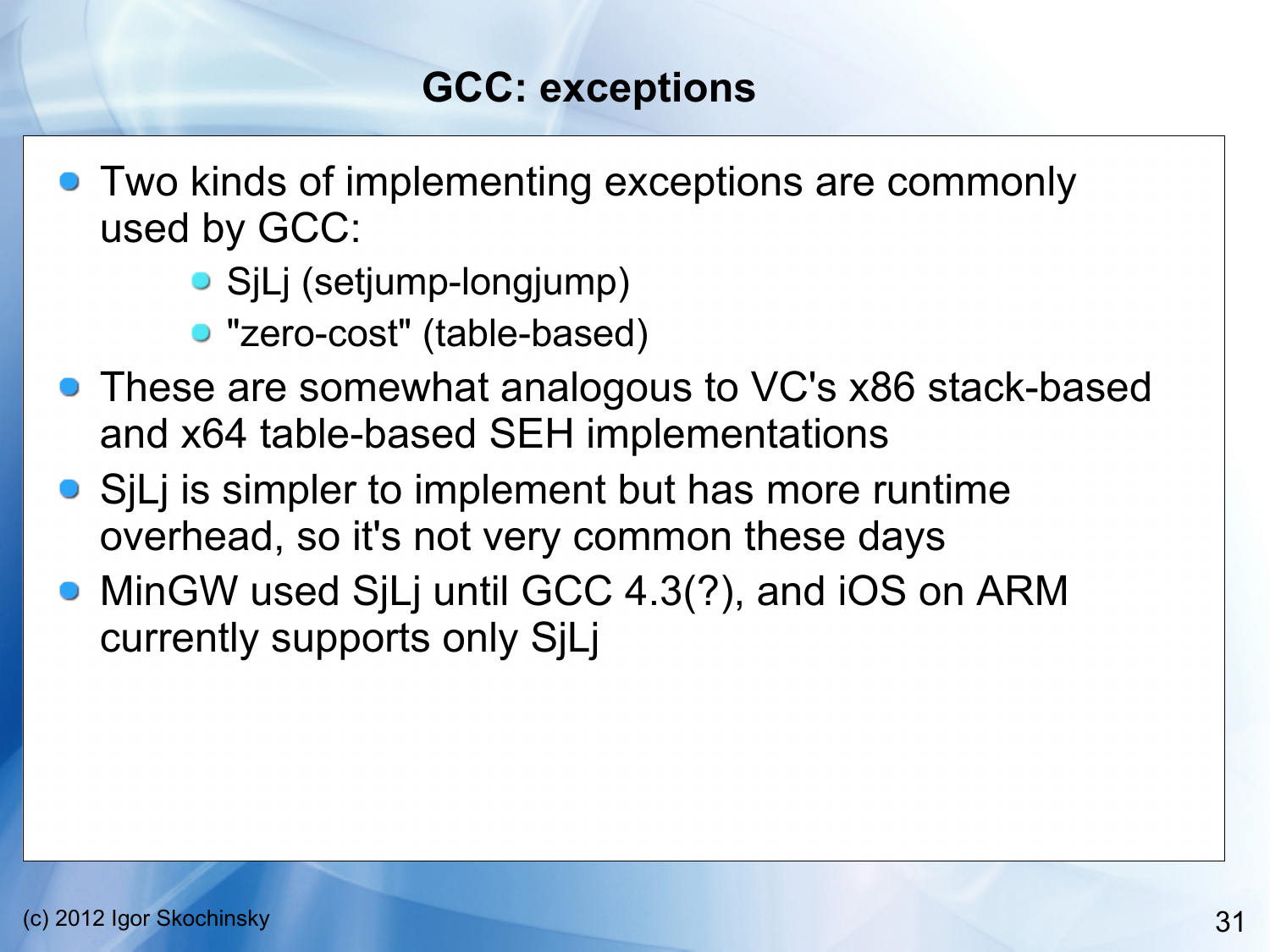# GCC: exceptions

- Two kinds of implementing exceptions are commonly used by GCC:
  - SjLj (setjump-longjump)
  - "zero-cost" (table-based)
- These are somewhat analogous to VC's x86 stack-based and x64 table-based SEH implementations
- SjLj is simpler to implement but has more runtime overhead, so it's not very common these days
- MinGW used SjLj until GCC 4.3(?), and iOS on ARM currently supports only SjLj

(c) 2012 Igor Skochinsky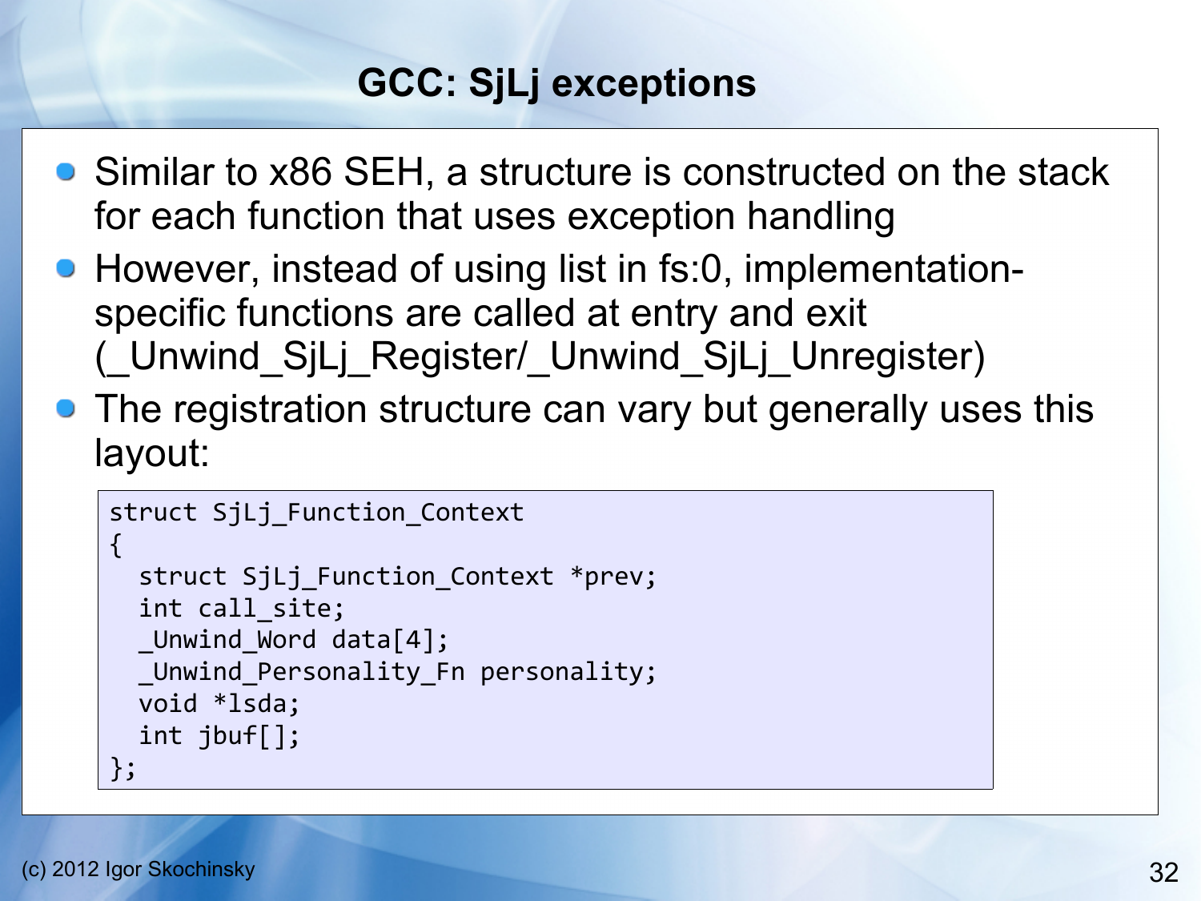# GCC: SjLj exceptions

- Similar to x86 SEH, a structure is constructed on the stack for each function that uses exception handling
- However, instead of using list in fs:0, implementation-specific functions are called at entry and exit (_Unwind_SjLj_Register/_Unwind_SjLj_Unregister)
- The registration structure can vary but generally uses this layout:

```
struct SjLj_Function_Context
{
  struct SjLj_Function_Context *prev;
  int call_site;
  _Unwind_Word data[4];
  _Unwind_Personality_Fn personality;
  void *lsda;
  int jbuf[];
};
```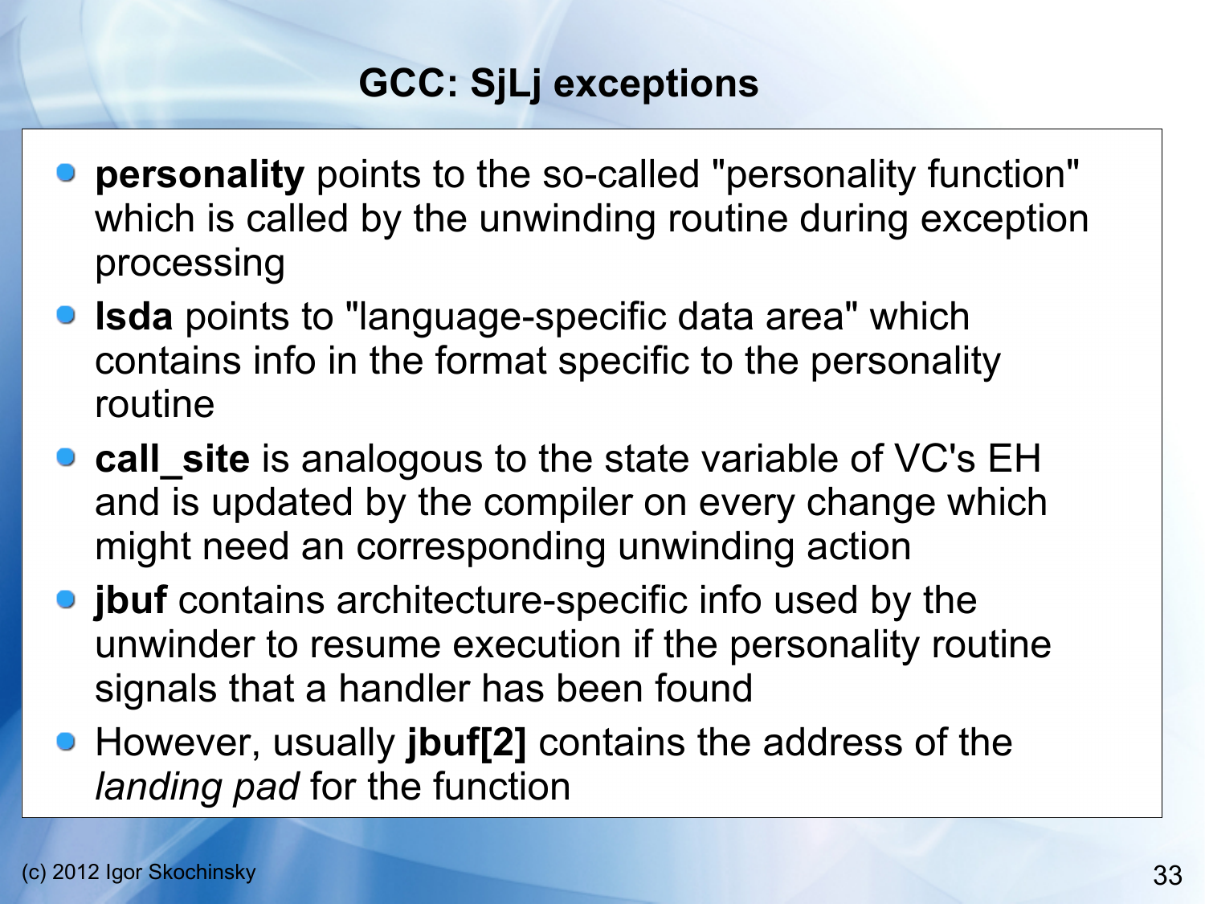# GCC: SjLj exceptions

- **personality** points to the so-called "personality function" which is called by the unwinding routine during exception processing
- **lsda** points to "language-specific data area" which contains info in the format specific to the personality routine
- **call_site** is analogous to the state variable of VC's EH and is updated by the compiler on every change which might need an corresponding unwinding action
- **jbuf** contains architecture-specific info used by the unwinder to resume execution if the personality routine signals that a handler has been found
- However, usually **jbuf[2]** contains the address of the *landing pad* for the function

(c) 2012 Igor Skochinsky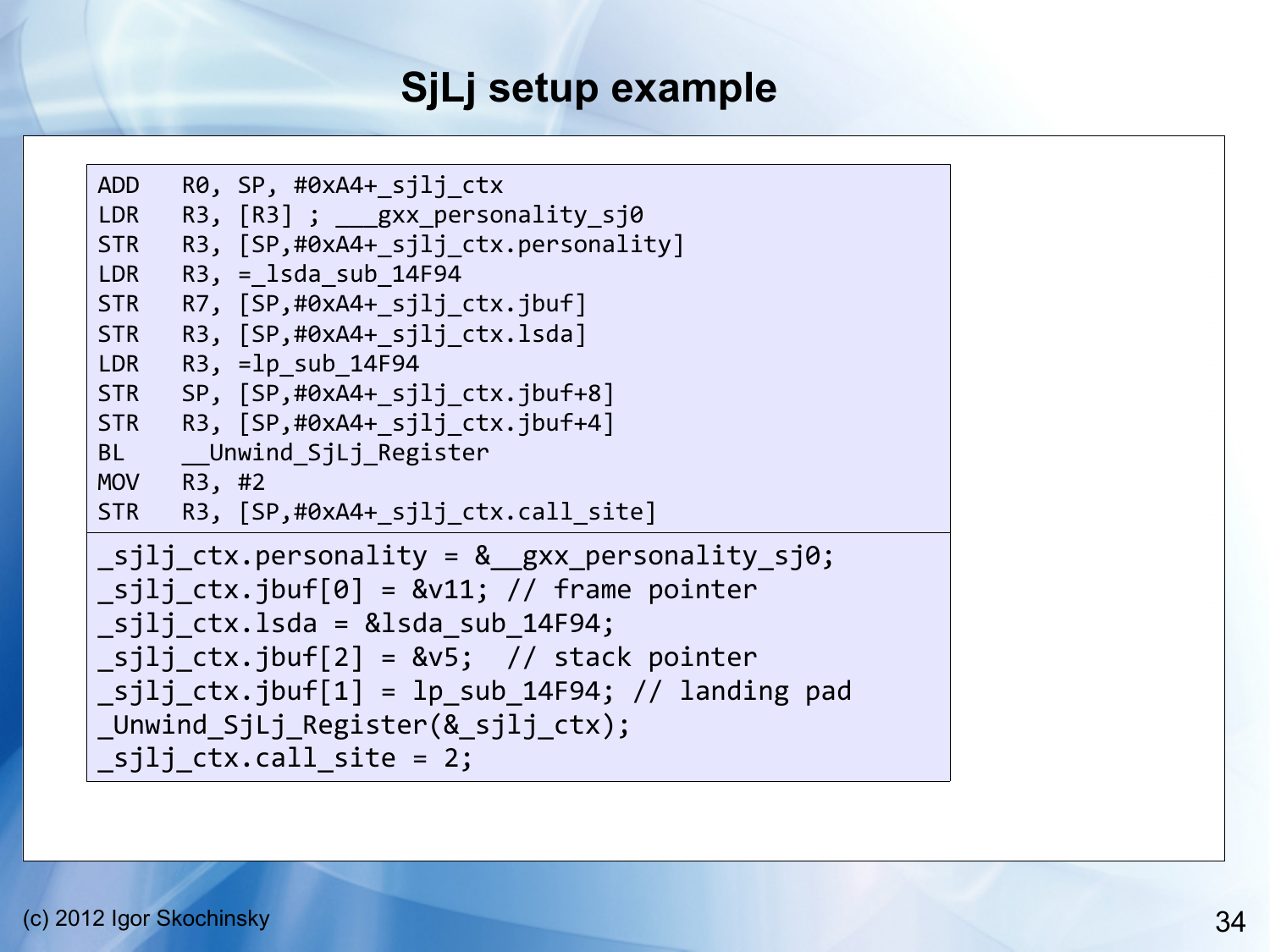# SjLj setup example

```
ADD   R0, SP, #0xA4+_sjlj_ctx
LDR   R3, [R3] ; ___gxx_personality_sj0
STR   R3, [SP,#0xA4+_sjlj_ctx.personality]
LDR   R3, =_lsda_sub_14F94
STR   R7, [SP,#0xA4+_sjlj_ctx.jbuf]
STR   R3, [SP,#0xA4+_sjlj_ctx.lsda]
LDR   R3, =lp_sub_14F94
STR   SP, [SP,#0xA4+_sjlj_ctx.jbuf+8]
STR   R3, [SP,#0xA4+_sjlj_ctx.jbuf+4]
BL    __Unwind_SjLj_Register
MOV   R3, #2
STR   R3, [SP,#0xA4+_sjlj_ctx.call_site]
```

```
_sjlj_ctx.personality = &__gxx_personality_sj0;
_sjlj_ctx.jbuf[0] = &v11; // frame pointer
_sjlj_ctx.lsda = &lsda_sub_14F94;
_sjlj_ctx.jbuf[2] = &v5;  // stack pointer
_sjlj_ctx.jbuf[1] = lp_sub_14F94; // landing pad
_Unwind_SjLj_Register(&_sjlj_ctx);
_sjlj_ctx.call_site = 2;
```

(c) 2012 Igor Skochinsky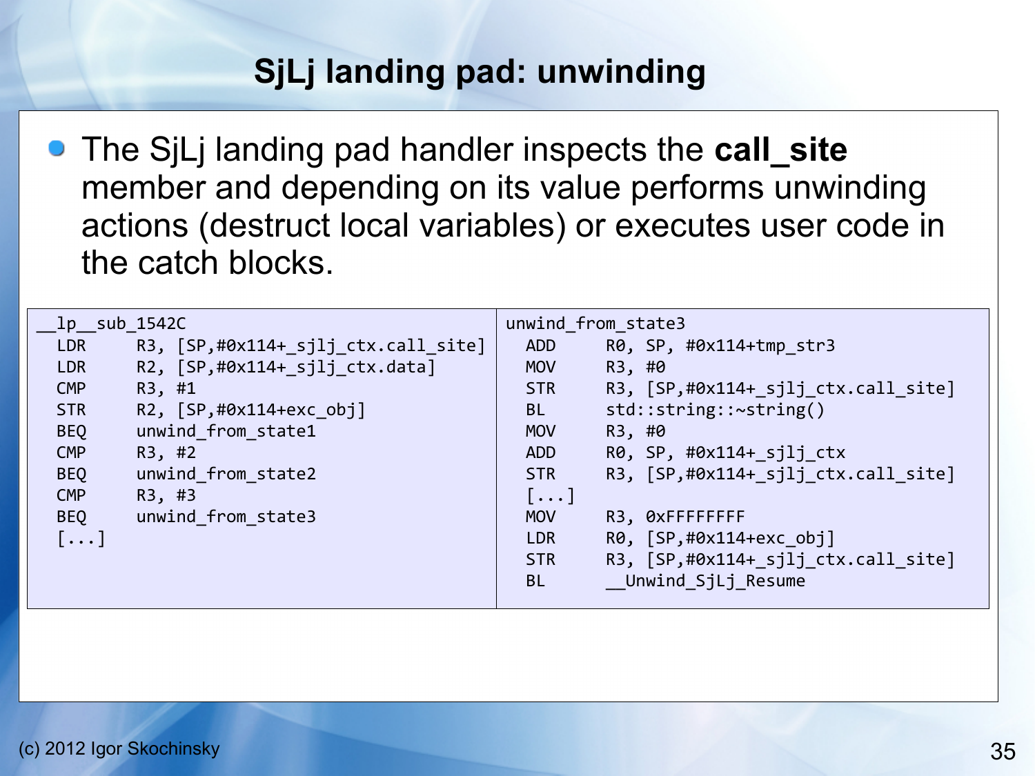# SjLj landing pad: unwinding

- The SjLj landing pad handler inspects the **call_site** member and depending on its value performs unwinding actions (destruct local variables) or executes user code in the catch blocks.

```
__lp__sub_1542C
  LDR     R3, [SP,#0x114+_sjlj_ctx.call_site]
  LDR     R2, [SP,#0x114+_sjlj_ctx.data]
  CMP     R3, #1
  STR     R2, [SP,#0x114+exc_obj]
  BEQ     unwind_from_state1
  CMP     R3, #2
  BEQ     unwind_from_state2
  CMP     R3, #3
  BEQ     unwind_from_state3
  [...]
```

```
unwind_from_state3
  ADD     R0, SP, #0x114+tmp_str3
  MOV     R3, #0
  STR     R3, [SP,#0x114+_sjlj_ctx.call_site]
  BL      std::string::~string()
  MOV     R3, #0
  ADD     R0, SP, #0x114+_sjlj_ctx
  STR     R3, [SP,#0x114+_sjlj_ctx.call_site]
  [...]
  MOV     R3, 0xFFFFFFFF
  LDR     R0, [SP,#0x114+exc_obj]
  STR     R3, [SP,#0x114+_sjlj_ctx.call_site]
  BL      __Unwind_SjLj_Resume
```

(c) 2012 Igor Skochinsky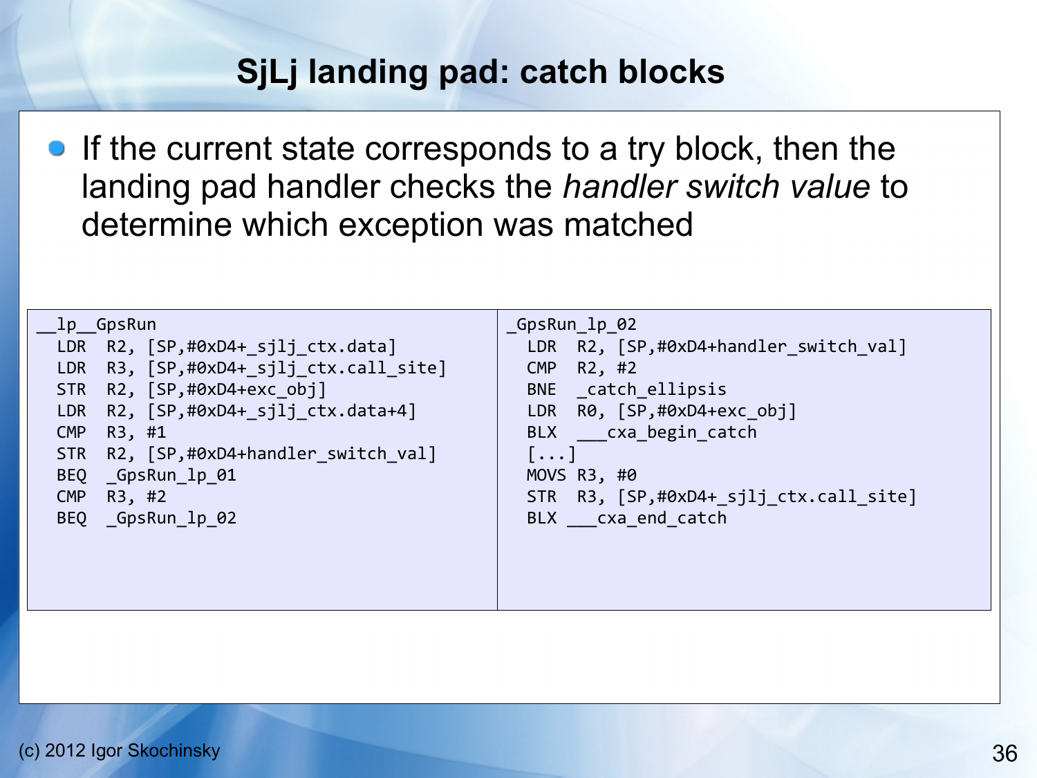# SjLj landing pad: catch blocks

- If the current state corresponds to a try block, then the landing pad handler checks the *handler switch value* to determine which exception was matched

```
__lp__GpsRun
  LDR  R2, [SP,#0xD4+_sjlj_ctx.data]
  LDR  R3, [SP,#0xD4+_sjlj_ctx.call_site]
  STR  R2, [SP,#0xD4+exc_obj]
  LDR  R2, [SP,#0xD4+_sjlj_ctx.data+4]
  CMP  R3, #1
  STR  R2, [SP,#0xD4+handler_switch_val]
  BEQ  _GpsRun_lp_01
  CMP  R3, #2
  BEQ  _GpsRun_lp_02
```

```
_GpsRun_lp_02
  LDR  R2, [SP,#0xD4+handler_switch_val]
  CMP  R2, #2
  BNE  _catch_ellipsis
  LDR  R0, [SP,#0xD4+exc_obj]
  BLX  ___cxa_begin_catch
  [...]
  MOVS R3, #0
  STR  R3, [SP,#0xD4+_sjlj_ctx.call_site]
  BLX ___cxa_end_catch
```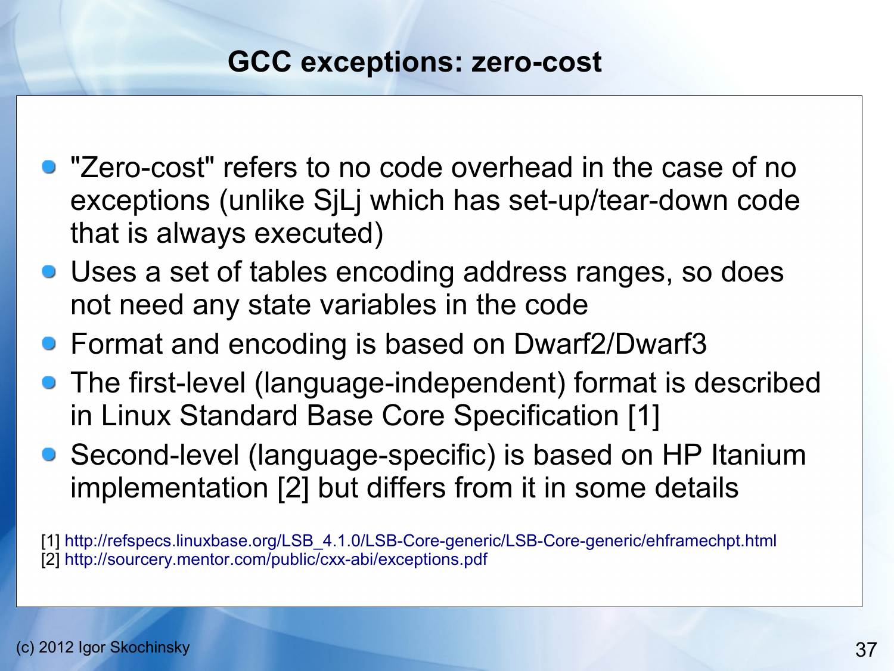# GCC exceptions: zero-cost

- "Zero-cost" refers to no code overhead in the case of no exceptions (unlike SjLj which has set-up/tear-down code that is always executed)
- Uses a set of tables encoding address ranges, so does not need any state variables in the code
- Format and encoding is based on Dwarf2/Dwarf3
- The first-level (language-independent) format is described in Linux Standard Base Core Specification [1]
- Second-level (language-specific) is based on HP Itanium implementation [2] but differs from it in some details

[1] http://refspecs.linuxbase.org/LSB_4.1.0/LSB-Core-generic/LSB-Core-generic/ehframechpt.html
[2] http://sourcery.mentor.com/public/cxx-abi/exceptions.pdf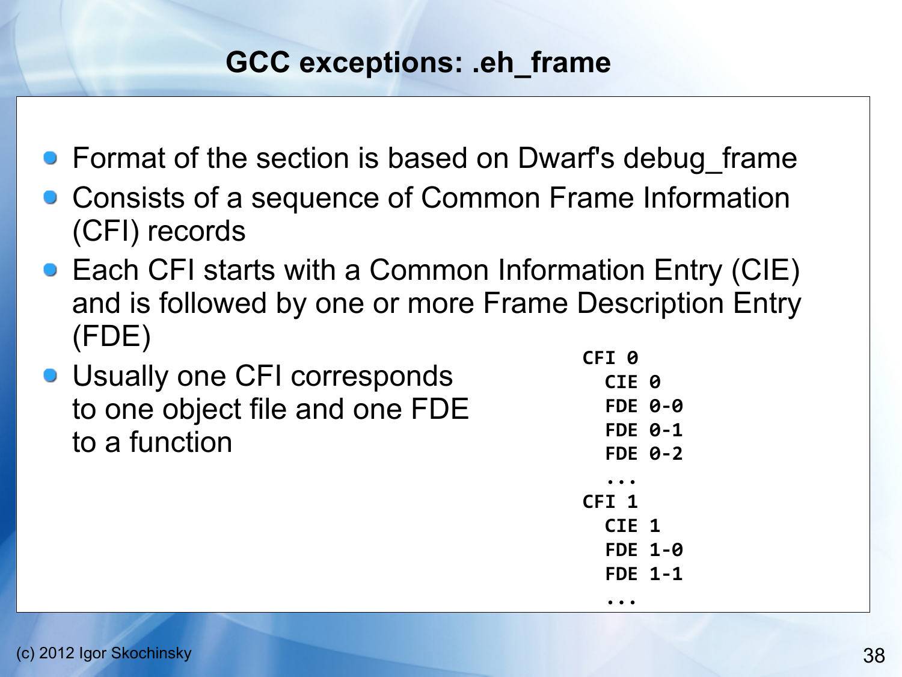# GCC exceptions: .eh_frame

- Format of the section is based on Dwarf's debug_frame
- Consists of a sequence of Common Frame Information (CFI) records
- Each CFI starts with a Common Information Entry (CIE) and is followed by one or more Frame Description Entry (FDE)
- Usually one CFI corresponds to one object file and one FDE to a function

```
CFI 0
  CIE 0
  FDE 0-0
  FDE 0-1
  FDE 0-2
  ...
CFI 1
  CIE 1
  FDE 1-0
  FDE 1-1
  ...
```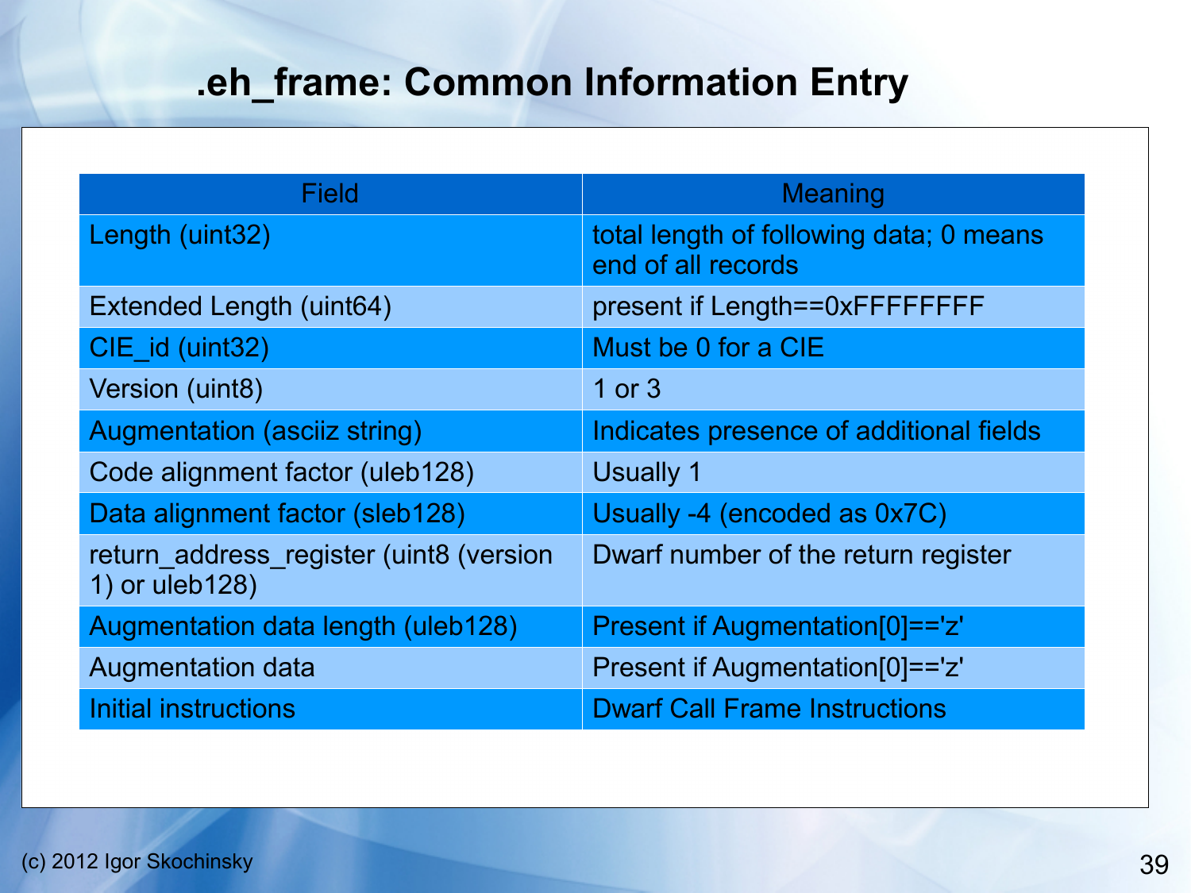# .eh_frame: Common Information Entry

| Field | Meaning |
|---|---|
| Length (uint32) | total length of following data; 0 means end of all records |
| Extended Length (uint64) | present if Length==0xFFFFFFFF |
| CIE_id (uint32) | Must be 0 for a CIE |
| Version (uint8) | 1 or 3 |
| Augmentation (asciiz string) | Indicates presence of additional fields |
| Code alignment factor (uleb128) | Usually 1 |
| Data alignment factor (sleb128) | Usually -4 (encoded as 0x7C) |
| return_address_register (uint8 (version 1) or uleb128) | Dwarf number of the return register |
| Augmentation data length (uleb128) | Present if Augmentation[0]=='z' |
| Augmentation data | Present if Augmentation[0]=='z' |
| Initial instructions | Dwarf Call Frame Instructions |

(c) 2012 Igor Skochinsky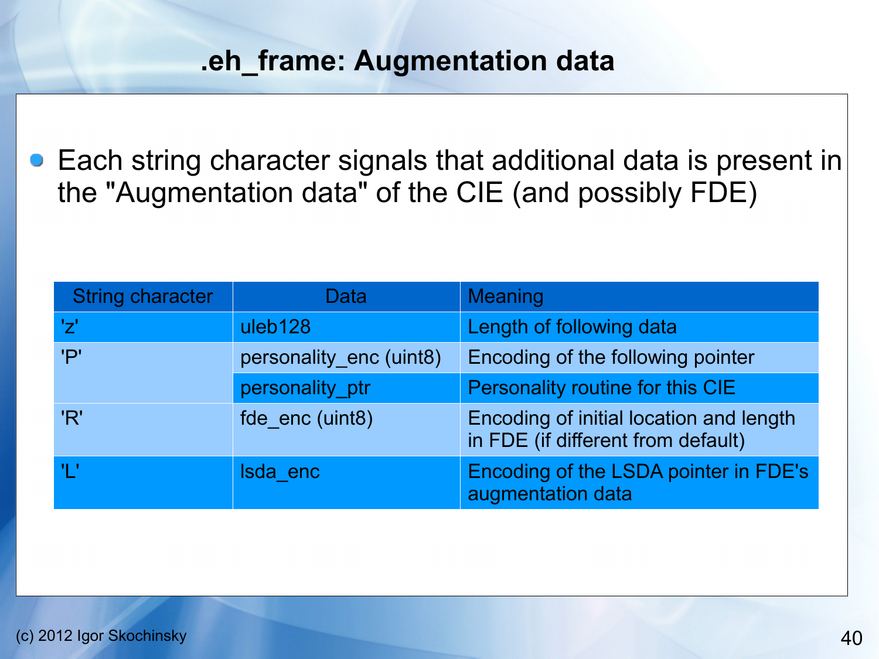# .eh_frame: Augmentation data

- Each string character signals that additional data is present in the "Augmentation data" of the CIE (and possibly FDE)

| String character | Data | Meaning |
| --- | --- | --- |
| 'z' | uleb128 | Length of following data |
| 'P' | personality_enc (uint8) | Encoding of the following pointer |
| | personality_ptr | Personality routine for this CIE |
| 'R' | fde_enc (uint8) | Encoding of initial location and length in FDE (if different from default) |
| 'L' | lsda_enc | Encoding of the LSDA pointer in FDE's augmentation data |

(c) 2012 Igor Skochinsky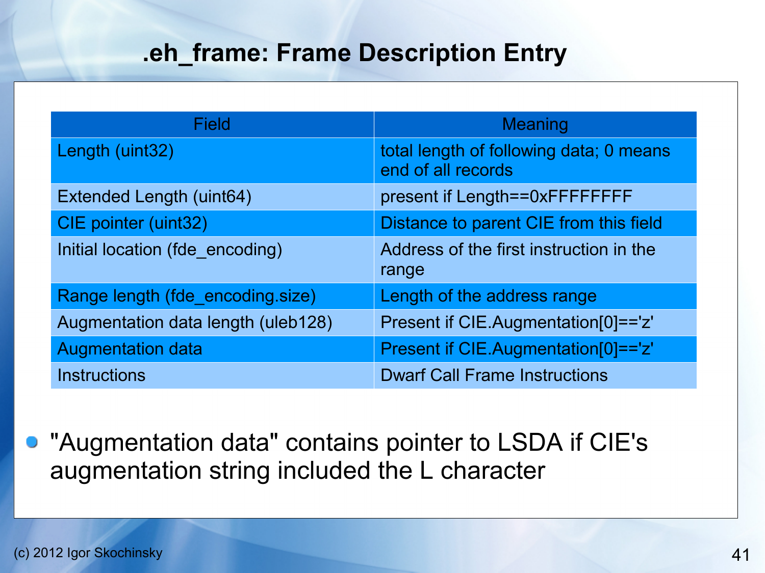# .eh_frame: Frame Description Entry

| Field | Meaning |
| --- | --- |
| Length (uint32) | total length of following data; 0 means end of all records |
| Extended Length (uint64) | present if Length==0xFFFFFFFF |
| CIE pointer (uint32) | Distance to parent CIE from this field |
| Initial location (fde_encoding) | Address of the first instruction in the range |
| Range length (fde_encoding.size) | Length of the address range |
| Augmentation data length (uleb128) | Present if CIE.Augmentation[0]=='z' |
| Augmentation data | Present if CIE.Augmentation[0]=='z' |
| Instructions | Dwarf Call Frame Instructions |

- "Augmentation data" contains pointer to LSDA if CIE's augmentation string included the L character

(c) 2012 Igor Skochinsky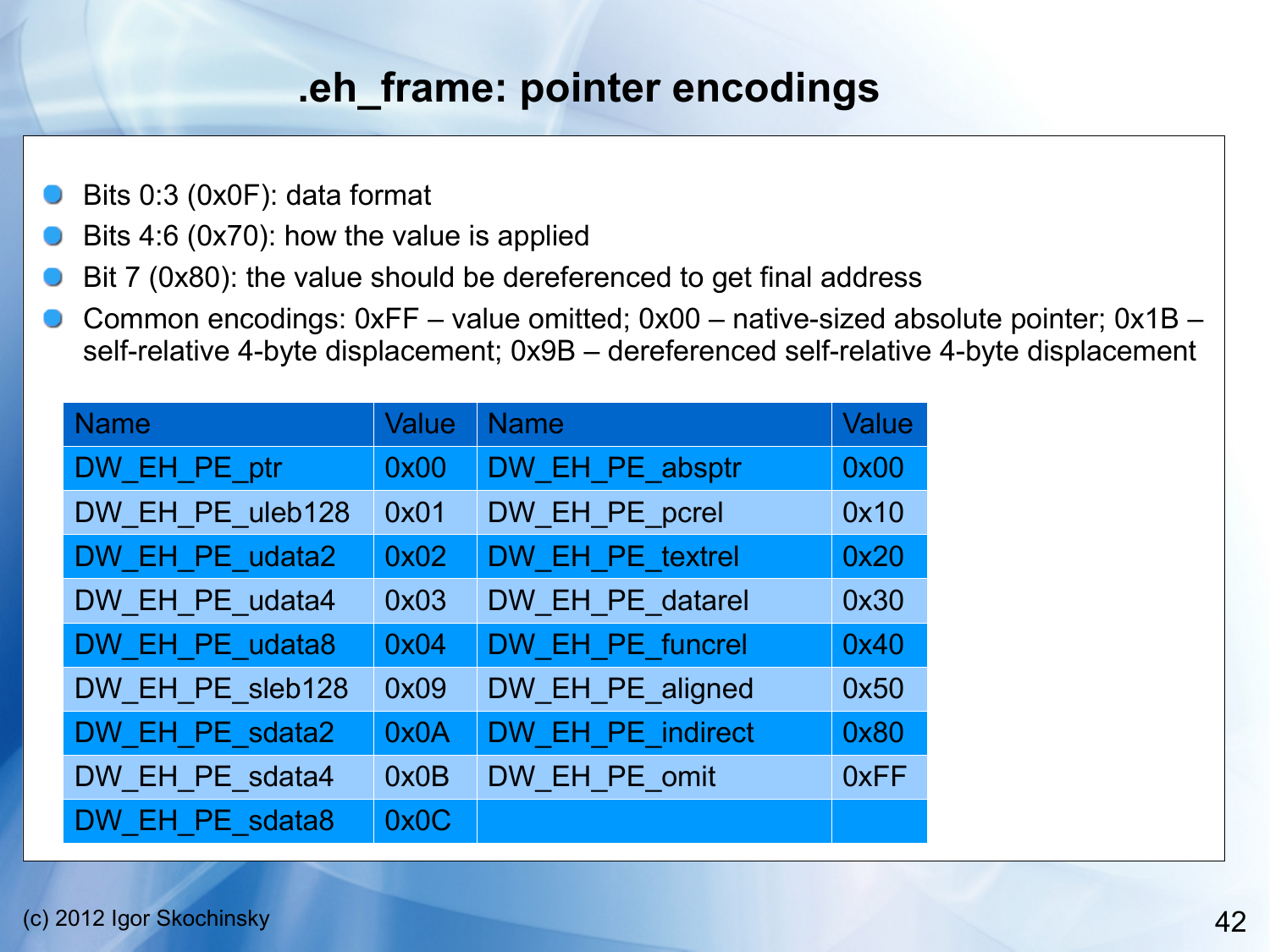# .eh_frame: pointer encodings

- Bits 0:3 (0x0F): data format
- Bits 4:6 (0x70): how the value is applied
- Bit 7 (0x80): the value should be dereferenced to get final address
- Common encodings: 0xFF – value omitted; 0x00 – native-sized absolute pointer; 0x1B – self-relative 4-byte displacement; 0x9B – dereferenced self-relative 4-byte displacement

| Name | Value | Name | Value |
|---|---|---|---|
| DW_EH_PE_ptr | 0x00 | DW_EH_PE_absptr | 0x00 |
| DW_EH_PE_uleb128 | 0x01 | DW_EH_PE_pcrel | 0x10 |
| DW_EH_PE_udata2 | 0x02 | DW_EH_PE_textrel | 0x20 |
| DW_EH_PE_udata4 | 0x03 | DW_EH_PE_datarel | 0x30 |
| DW_EH_PE_udata8 | 0x04 | DW_EH_PE_funcrel | 0x40 |
| DW_EH_PE_sleb128 | 0x09 | DW_EH_PE_aligned | 0x50 |
| DW_EH_PE_sdata2 | 0x0A | DW_EH_PE_indirect | 0x80 |
| DW_EH_PE_sdata4 | 0x0B | DW_EH_PE_omit | 0xFF |
| DW_EH_PE_sdata8 | 0x0C | | |

(c) 2012 Igor Skochinsky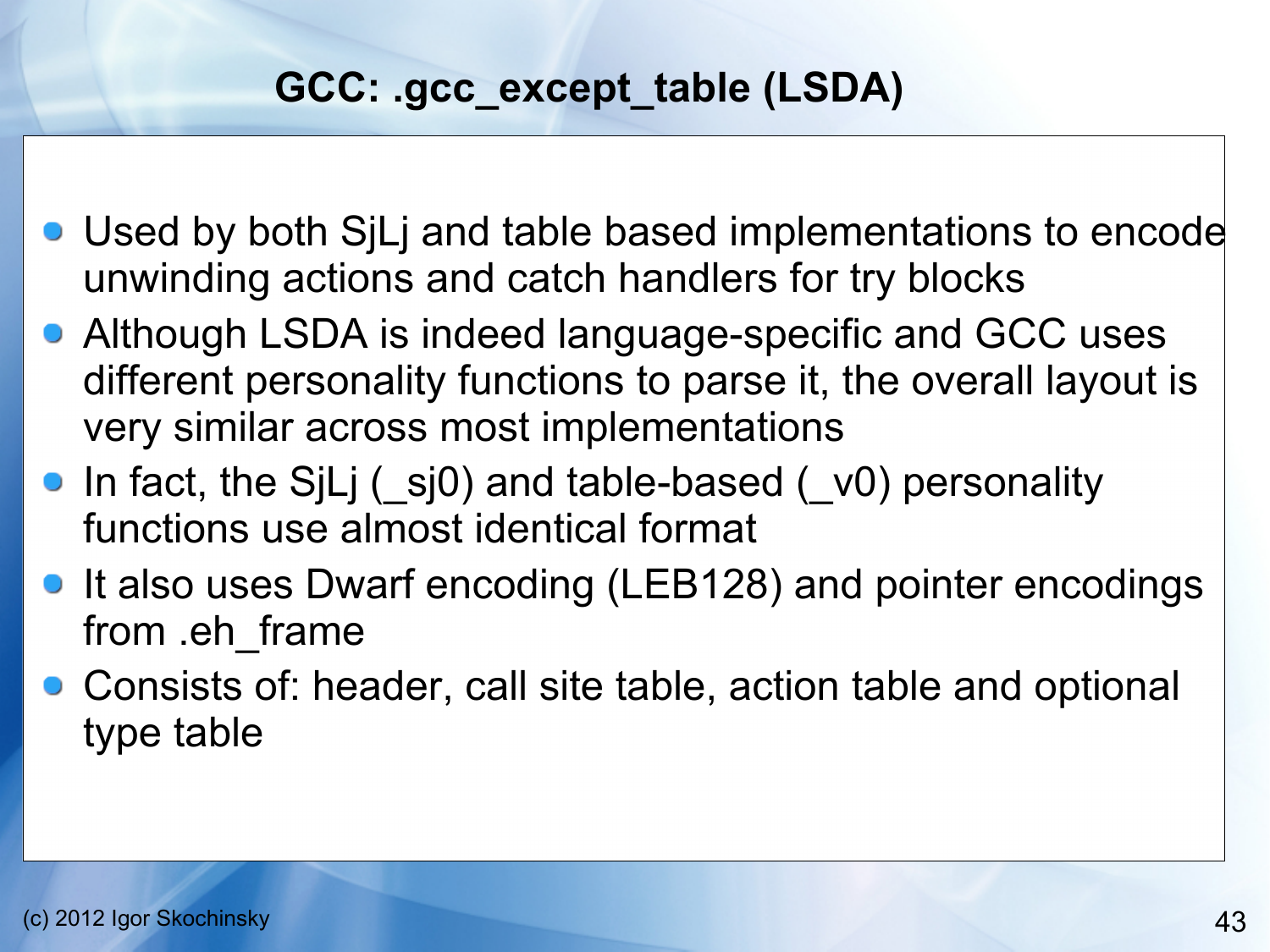# GCC: .gcc_except_table (LSDA)

- Used by both SjLj and table based implementations to encode unwinding actions and catch handlers for try blocks
- Although LSDA is indeed language-specific and GCC uses different personality functions to parse it, the overall layout is very similar across most implementations
- In fact, the SjLj (_sj0) and table-based (_v0) personality functions use almost identical format
- It also uses Dwarf encoding (LEB128) and pointer encodings from .eh_frame
- Consists of: header, call site table, action table and optional type table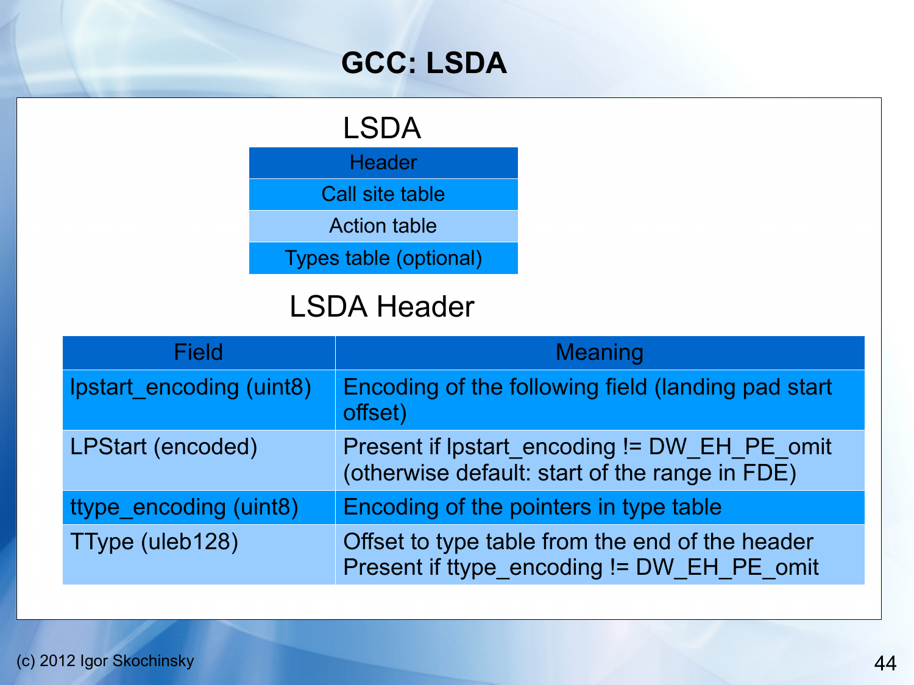# GCC: LSDA

## LSDA

| Header |
|---|
| Call site table |
| Action table |
| Types table (optional) |

## LSDA Header

| Field | Meaning |
|---|---|
| lpstart_encoding (uint8) | Encoding of the following field (landing pad start offset) |
| LPStart (encoded) | Present if lpstart_encoding != DW_EH_PE_omit (otherwise default: start of the range in FDE) |
| ttype_encoding (uint8) | Encoding of the pointers in type table |
| TType (uleb128) | Offset to type table from the end of the header Present if ttype_encoding != DW_EH_PE_omit |

(c) 2012 Igor Skochinsky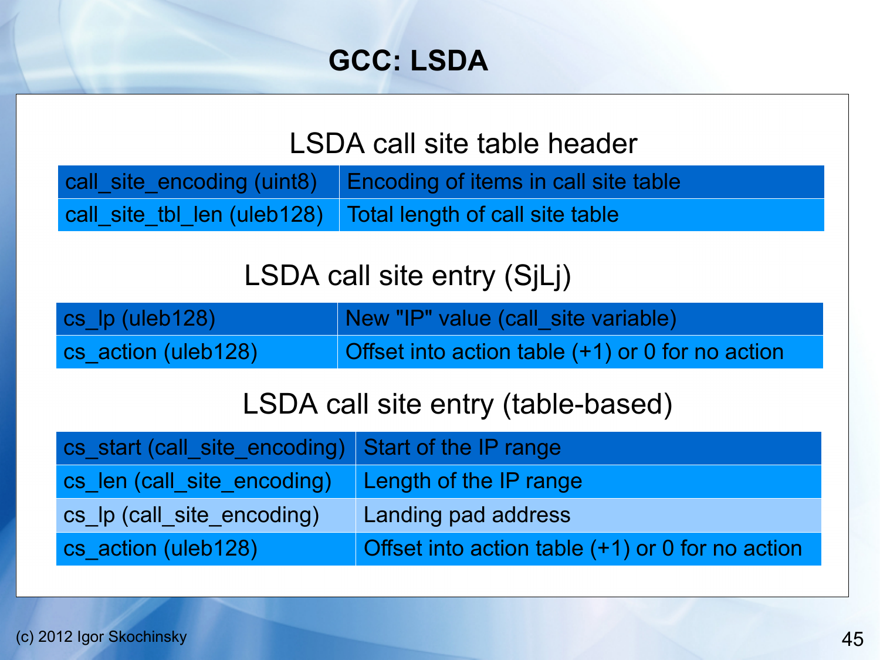# GCC: LSDA

## LSDA call site table header

| Field | Description |
|---|---|
| call_site_encoding (uint8) | Encoding of items in call site table |
| call_site_tbl_len (uleb128) | Total length of call site table |

## LSDA call site entry (SjLj)

| Field | Description |
|---|---|
| cs_lp (uleb128) | New "IP" value (call_site variable) |
| cs_action (uleb128) | Offset into action table (+1) or 0 for no action |

## LSDA call site entry (table-based)

| Field | Description |
|---|---|
| cs_start (call_site_encoding) | Start of the IP range |
| cs_len (call_site_encoding) | Length of the IP range |
| cs_lp (call_site_encoding) | Landing pad address |
| cs_action (uleb128) | Offset into action table (+1) or 0 for no action |

(c) 2012 Igor Skochinsky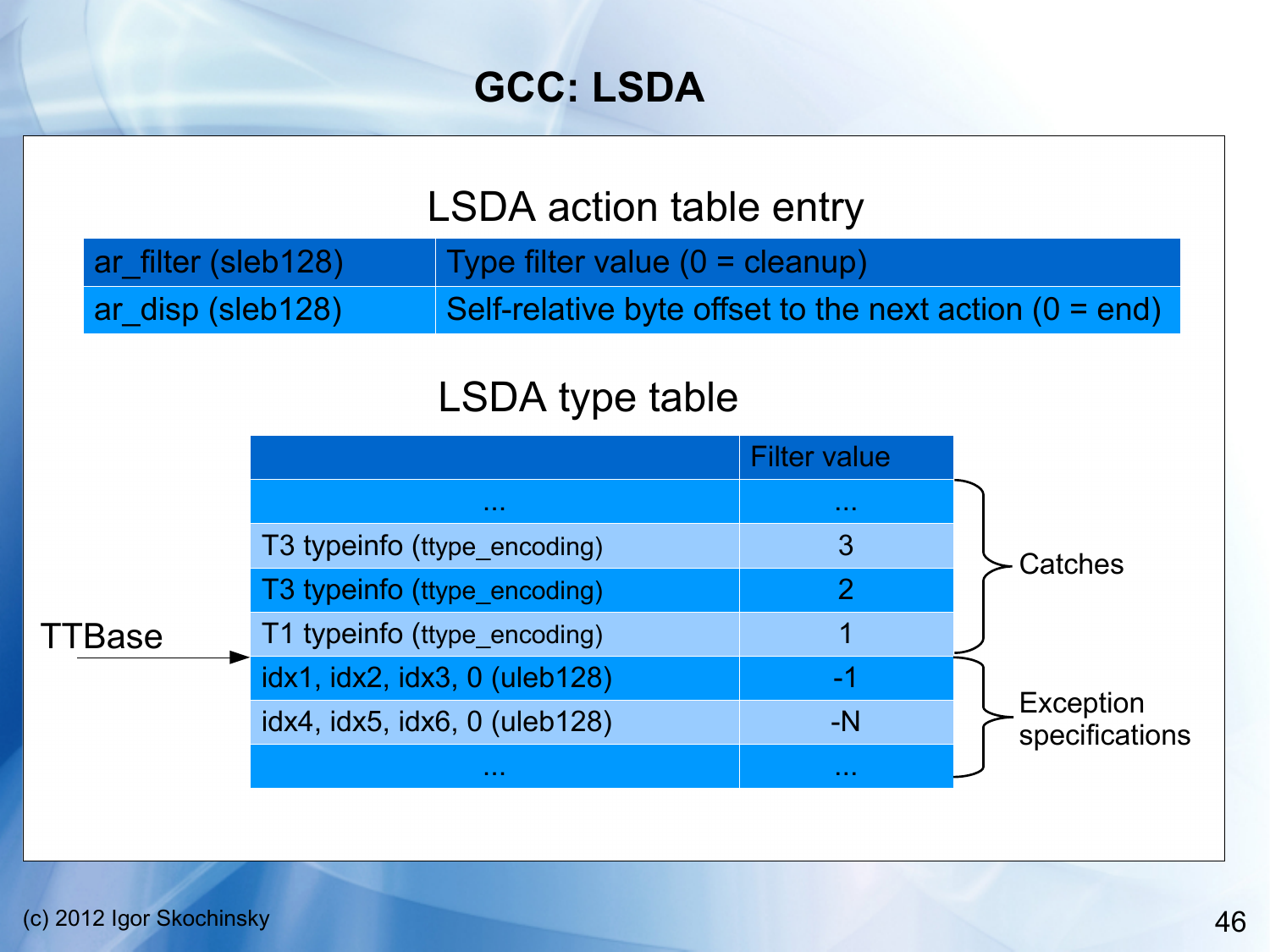# GCC: LSDA

## LSDA action table entry

| | |
|---|---|
| ar_filter (sleb128) | Type filter value (0 = cleanup) |
| ar_disp (sleb128) | Self-relative byte offset to the next action (0 = end) |

## LSDA type table

| | Filter value | |
|---|---|---|
| ... | ... | Catches |
| T3 typeinfo (ttype_encoding) | 3 | Catches |
| T3 typeinfo (ttype_encoding) | 2 | Catches |
| T1 typeinfo (ttype_encoding) | 1 | Catches |
| idx1, idx2, idx3, 0 (uleb128) | -1 | Exception specifications |
| idx4, idx5, idx6, 0 (uleb128) | -N | Exception specifications |
| ... | ... | Exception specifications |

TTBase → points to the boundary between the T1 typeinfo entry (filter value 1) and the idx1, idx2, idx3, 0 entry (filter value -1).

(c) 2012 Igor Skochinsky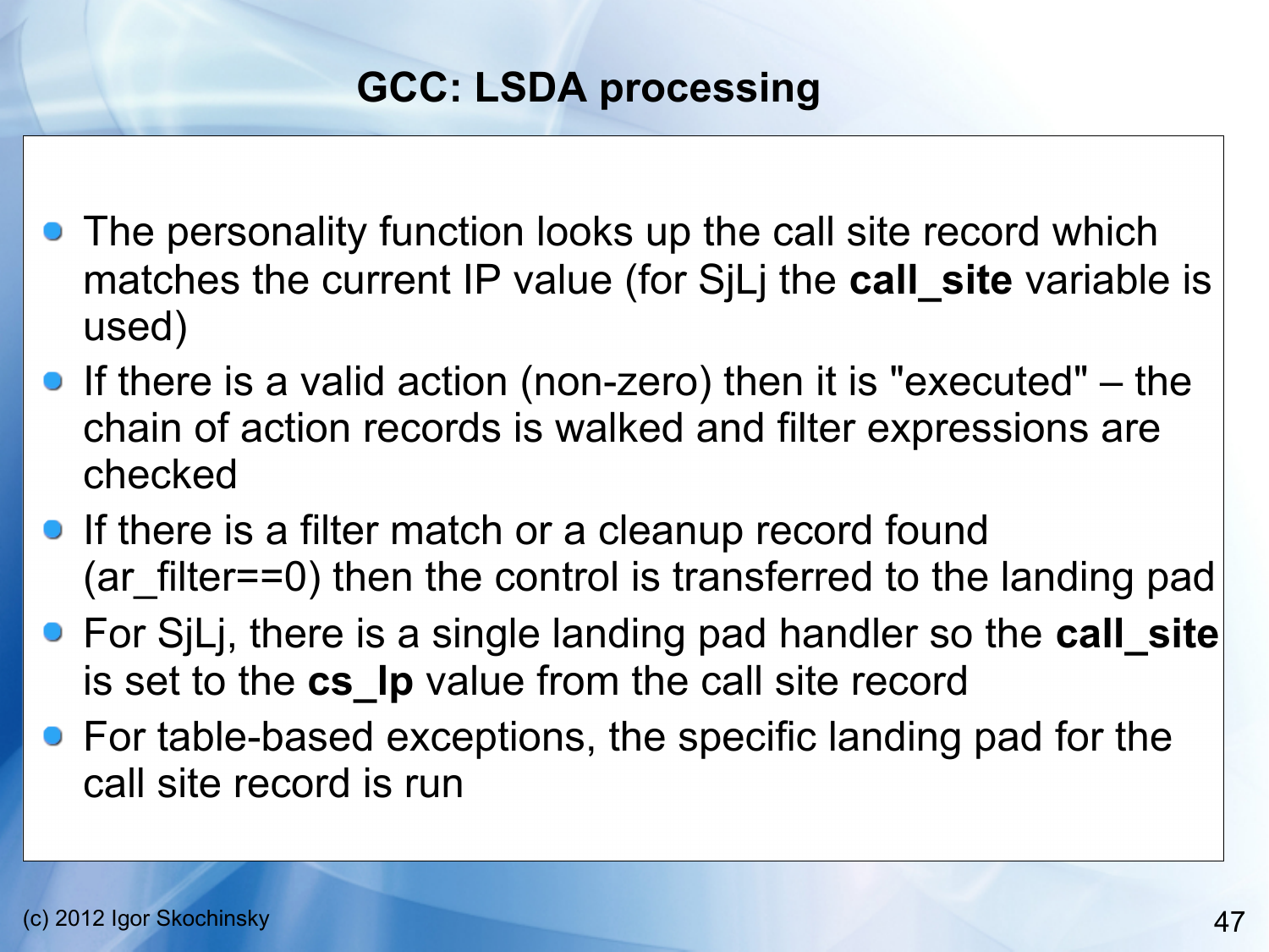# GCC: LSDA processing

- The personality function looks up the call site record which matches the current IP value (for SjLj the **call_site** variable is used)
- If there is a valid action (non-zero) then it is "executed" – the chain of action records is walked and filter expressions are checked
- If there is a filter match or a cleanup record found (ar_filter==0) then the control is transferred to the landing pad
- For SjLj, there is a single landing pad handler so the **call_site** is set to the **cs_lp** value from the call site record
- For table-based exceptions, the specific landing pad for the call site record is run

(c) 2012 Igor Skochinsky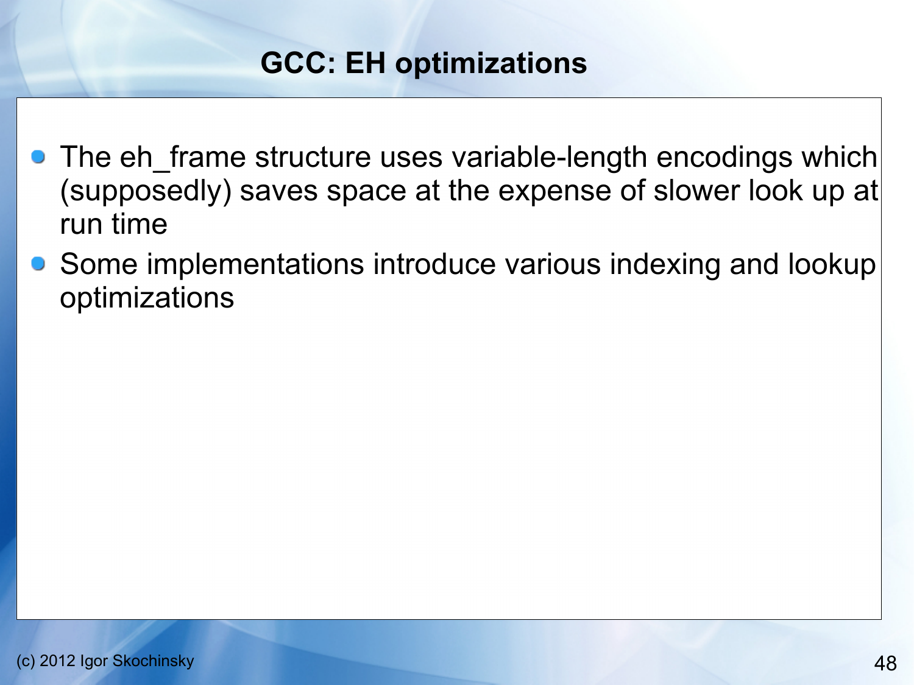# GCC: EH optimizations

- The eh_frame structure uses variable-length encodings which (supposedly) saves space at the expense of slower look up at run time
- Some implementations introduce various indexing and lookup optimizations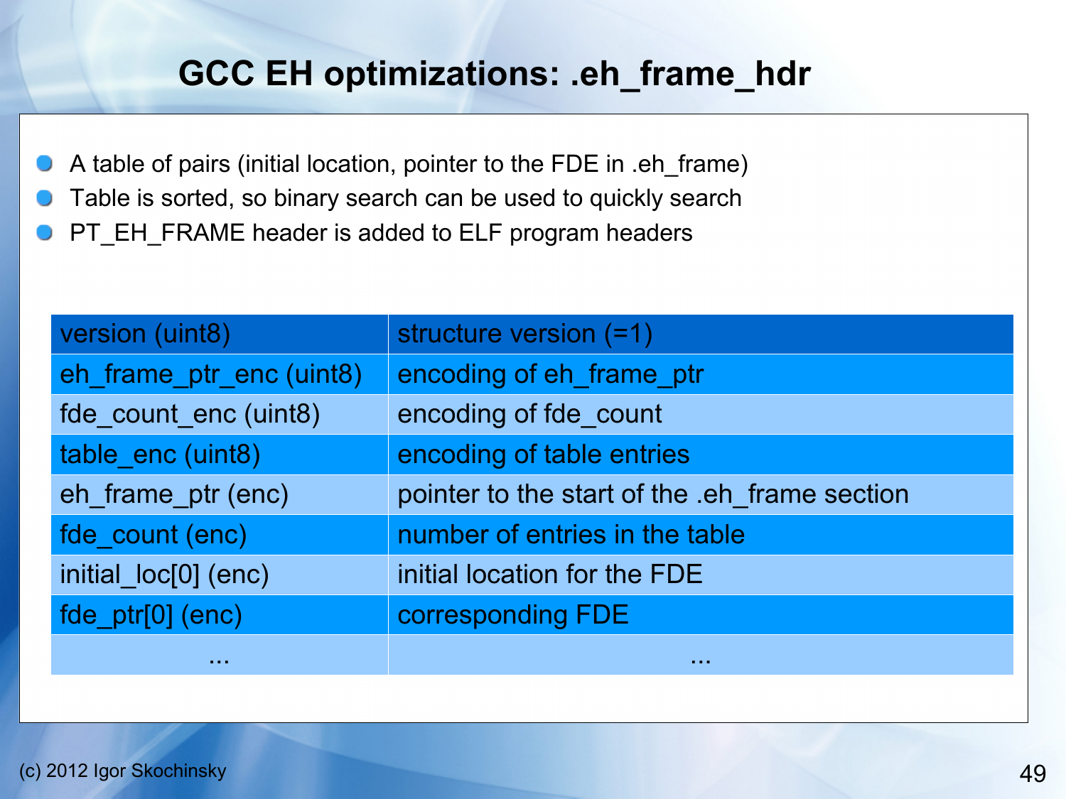# GCC EH optimizations: .eh_frame_hdr

- A table of pairs (initial location, pointer to the FDE in .eh_frame)
- Table is sorted, so binary search can be used to quickly search
- PT_EH_FRAME header is added to ELF program headers

| version (uint8) | structure version (=1) |
|---|---|
| eh_frame_ptr_enc (uint8) | encoding of eh_frame_ptr |
| fde_count_enc (uint8) | encoding of fde_count |
| table_enc (uint8) | encoding of table entries |
| eh_frame_ptr (enc) | pointer to the start of the .eh_frame section |
| fde_count (enc) | number of entries in the table |
| initial_loc[0] (enc) | initial location for the FDE |
| fde_ptr[0] (enc) | corresponding FDE |
| ... | ... |

(c) 2012 Igor Skochinsky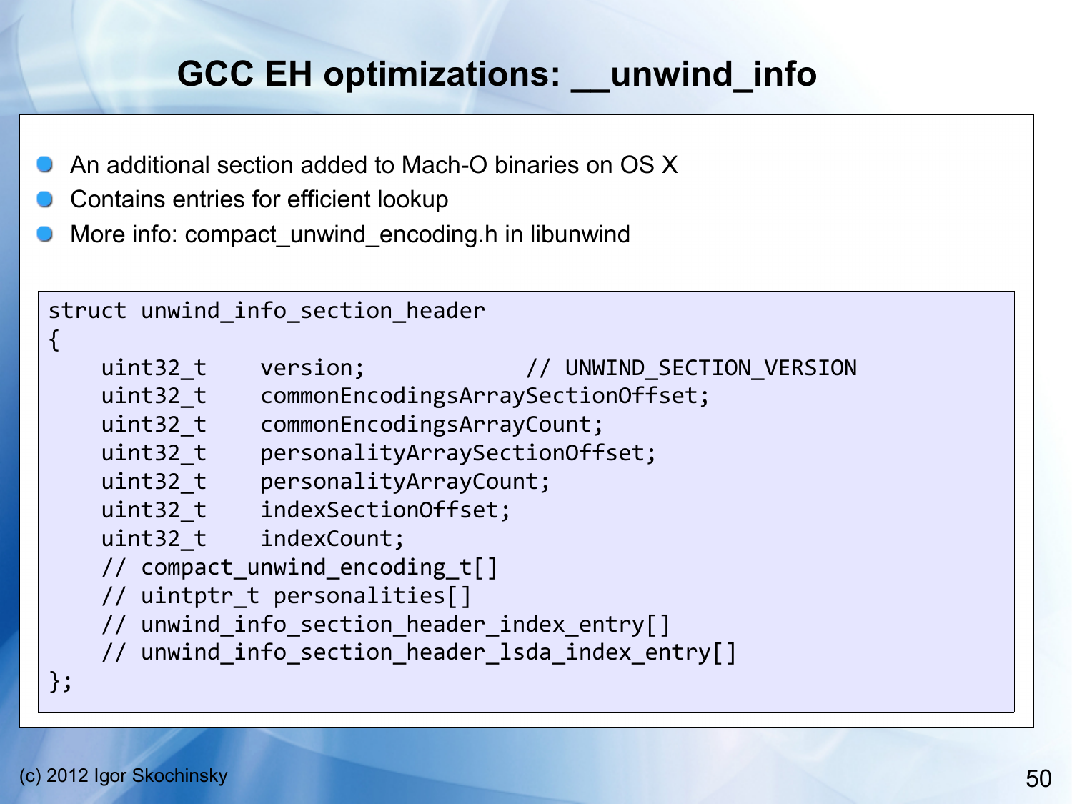# GCC EH optimizations: __unwind_info

- An additional section added to Mach-O binaries on OS X
- Contains entries for efficient lookup
- More info: compact_unwind_encoding.h in libunwind

```
struct unwind_info_section_header
{
    uint32_t    version;            // UNWIND_SECTION_VERSION
    uint32_t    commonEncodingsArraySectionOffset;
    uint32_t    commonEncodingsArrayCount;
    uint32_t    personalityArraySectionOffset;
    uint32_t    personalityArrayCount;
    uint32_t    indexSectionOffset;
    uint32_t    indexCount;
    // compact_unwind_encoding_t[]
    // uintptr_t personalities[]
    // unwind_info_section_header_index_entry[]
    // unwind_info_section_header_lsda_index_entry[]
};
```

(c) 2012 Igor Skochinsky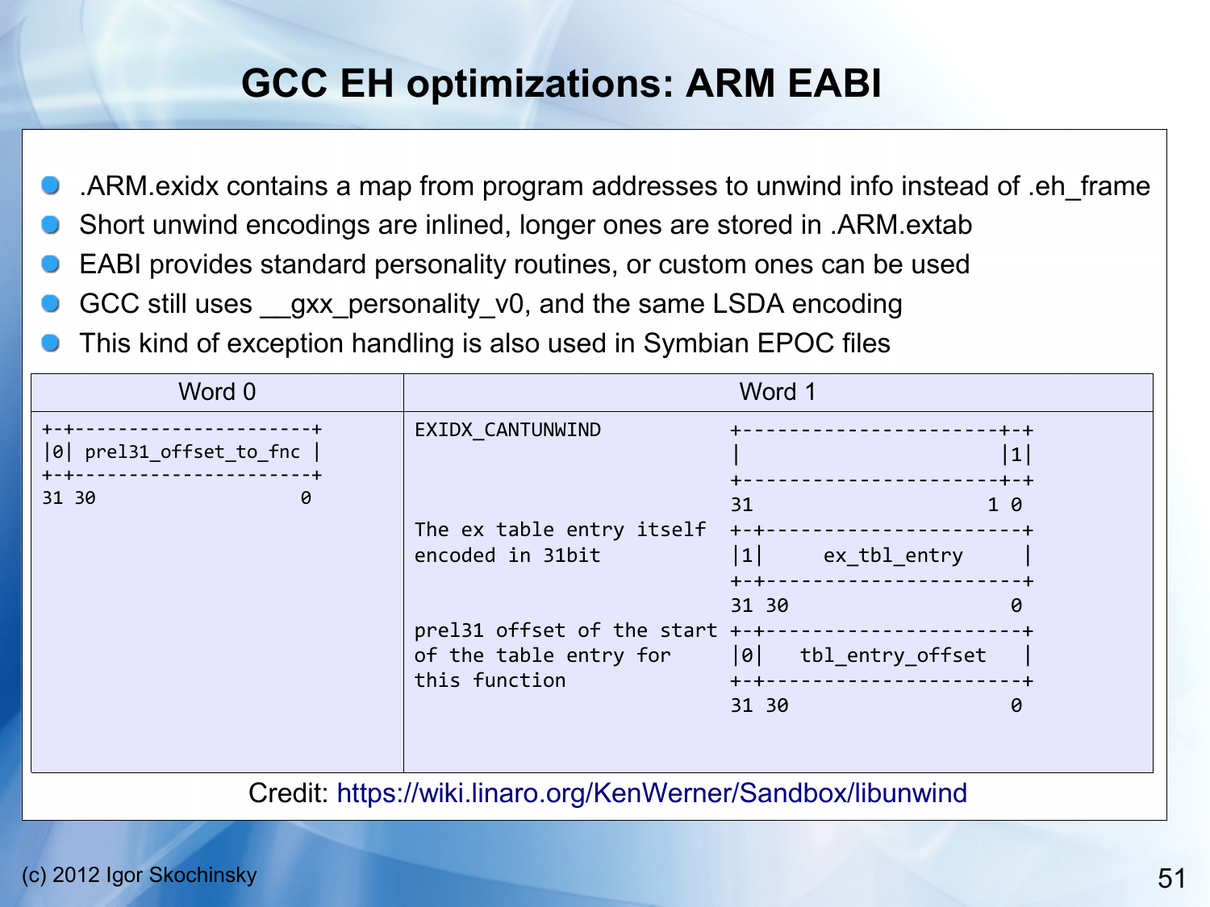# GCC EH optimizations: ARM EABI

- .ARM.exidx contains a map from program addresses to unwind info instead of .eh_frame
- Short unwind encodings are inlined, longer ones are stored in .ARM.extab
- EABI provides standard personality routines, or custom ones can be used
- GCC still uses __gxx_personality_v0, and the same LSDA encoding
- This kind of exception handling is also used in Symbian EPOC files

| Word 0 | Word 1 |
|---|---|
| <pre>+-+----------------------+<br>\|0\| prel31_offset_to_fnc \|<br>+-+----------------------+<br>31 30                   0</pre> | <pre>EXIDX_CANTUNWIND         +----------------------+-+<br>                         \|                      \|1\|<br>                         +----------------------+-+<br>                         31                    1 0<br>The ex table entry itself +-+----------------------+<br>encoded in 31bit          \|1\|     ex_tbl_entry     \|<br>                          +-+----------------------+<br>                          31 30                    0<br>prel31 offset of the start +-+----------------------+<br>of the table entry for     \|0\|   tbl_entry_offset   \|<br>this function              +-+----------------------+<br>                           31 30                    0</pre> |

Credit: https://wiki.linaro.org/KenWerner/Sandbox/libunwind

(c) 2012 Igor Skochinsky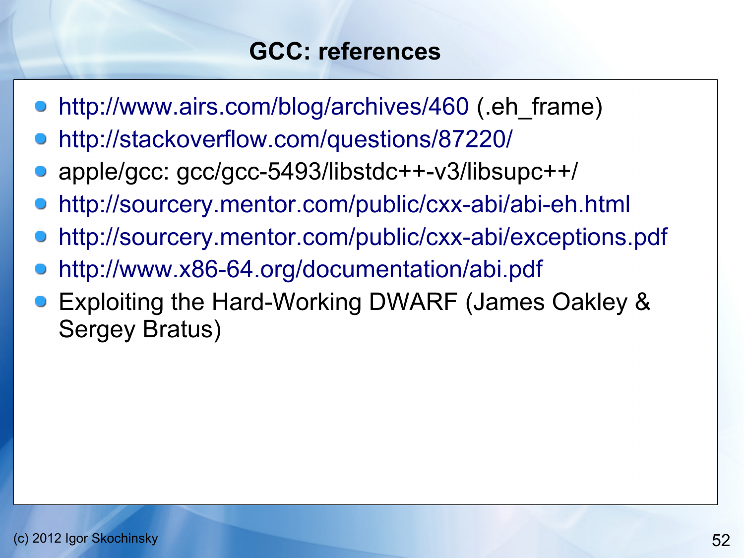# GCC: references

- http://www.airs.com/blog/archives/460 (.eh_frame)
- http://stackoverflow.com/questions/87220/
- apple/gcc: gcc/gcc-5493/libstdc++-v3/libsupc++/
- http://sourcery.mentor.com/public/cxx-abi/abi-eh.html
- http://sourcery.mentor.com/public/cxx-abi/exceptions.pdf
- http://www.x86-64.org/documentation/abi.pdf
- Exploiting the Hard-Working DWARF (James Oakley & Sergey Bratus)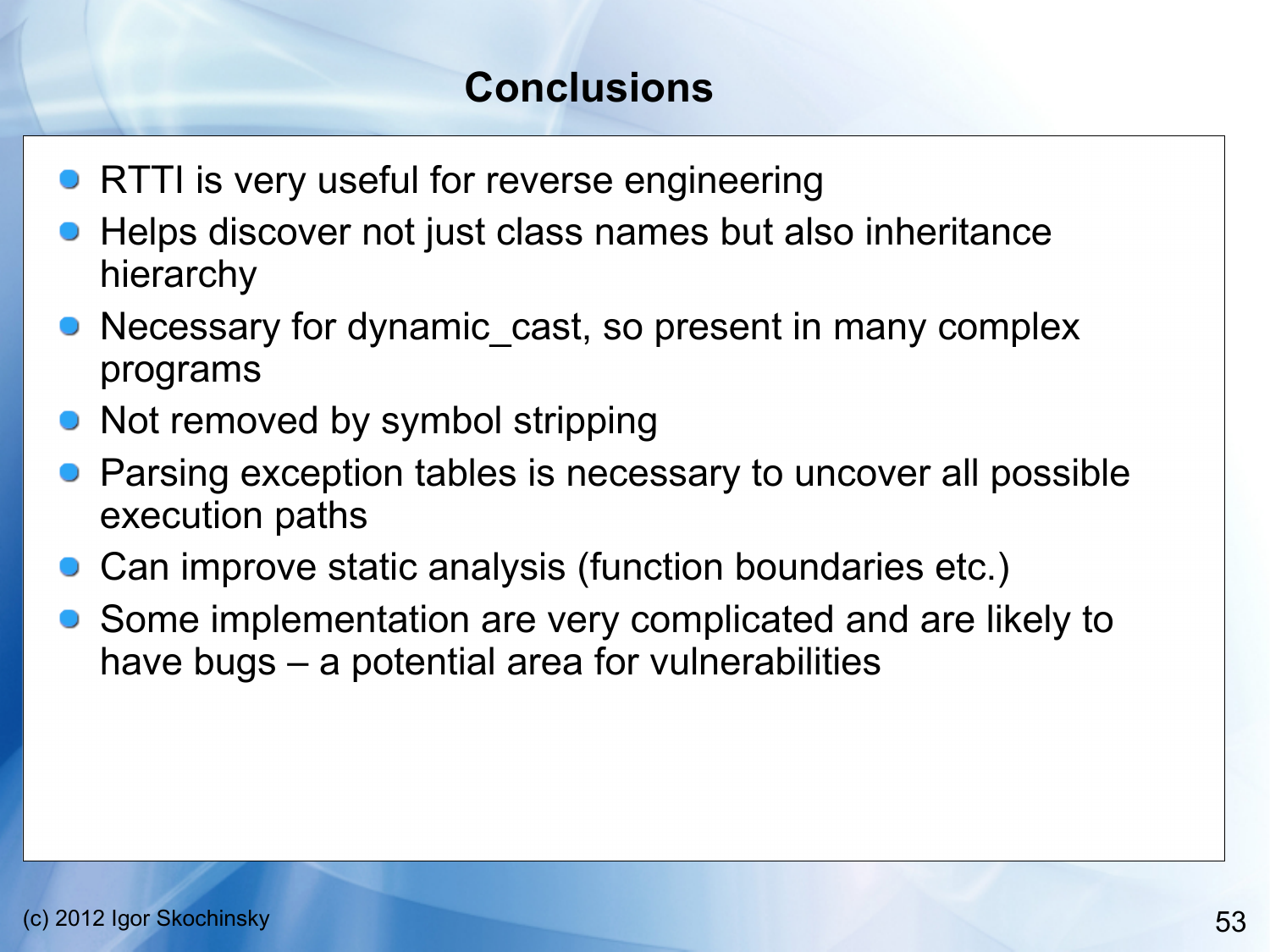# Conclusions

- RTTI is very useful for reverse engineering
- Helps discover not just class names but also inheritance hierarchy
- Necessary for dynamic_cast, so present in many complex programs
- Not removed by symbol stripping
- Parsing exception tables is necessary to uncover all possible execution paths
- Can improve static analysis (function boundaries etc.)
- Some implementation are very complicated and are likely to have bugs – a potential area for vulnerabilities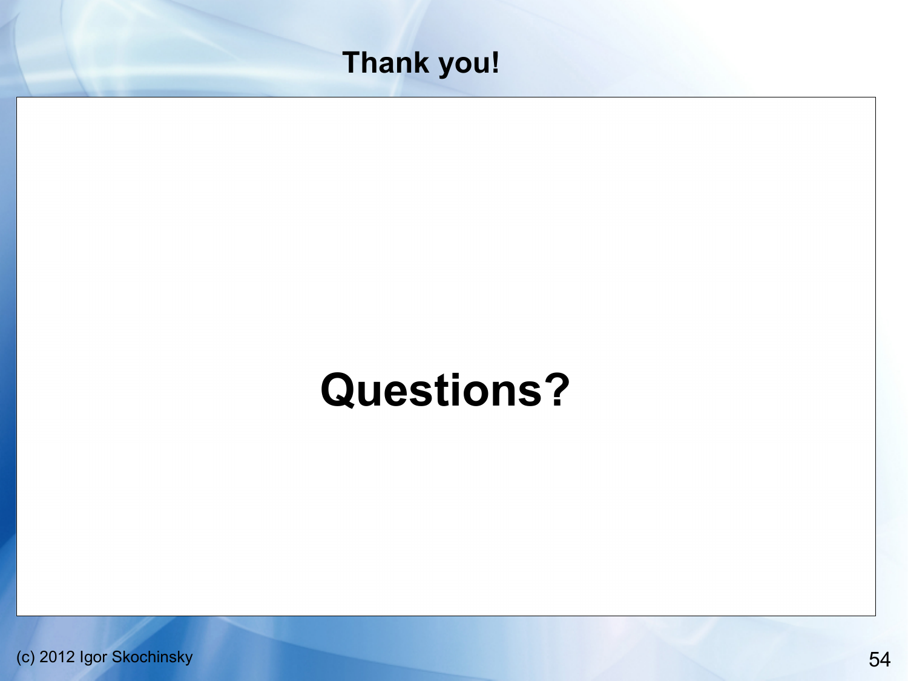# Thank you!

**Questions?**